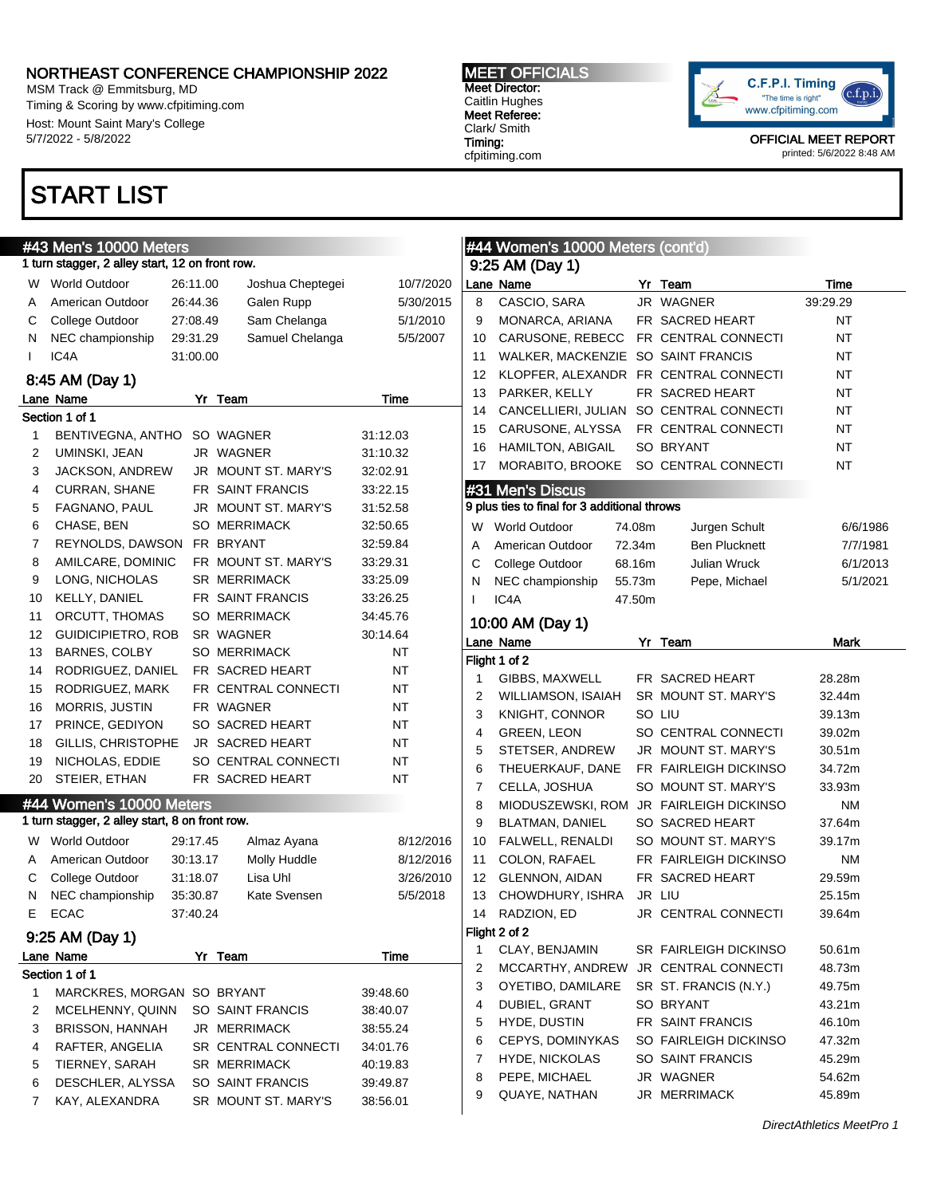# NORTHEAST CONFERENCE CHAMPIONSHIP 2022

MSM Track @ Emmitsburg, MD
Timing & Scoring by www.cfpitiming.com
Host: Mount Saint Mary's College
5/7/2022 - 5/8/2022

**MEET OFFICIALS**
**Meet Director:** Caitlin Hughes
**Meet Referee:** Clark/ Smith
**Timing:** cfpitiming.com

C.F.P.I. Timing "The time is right" www.cfpitiming.com

OFFICIAL MEET REPORT
printed: 5/6/2022 8:48 AM

# START LIST

## #43 Men's 10000 Meters

1 turn stagger, 2 alley start, 12 on front row.

| | Record | Time | Name | Date |
|---|---|---|---|---|
| W | World Outdoor | 26:11.00 | Joshua Cheptegei | 10/7/2020 |
| A | American Outdoor | 26:44.36 | Galen Rupp | 5/30/2015 |
| C | College Outdoor | 27:08.49 | Sam Chelanga | 5/1/2010 |
| N | NEC championship | 29:31.29 | Samuel Chelanga | 5/5/2007 |
| I | IC4A | 31:00.00 | | |

### 8:45 AM (Day 1)

Section 1 of 1

| Lane | Name | Yr | Team | Time |
|---|---|---|---|---|
| 1 | BENTIVEGNA, ANTHO | SO | WAGNER | 31:12.03 |
| 2 | UMINSKI, JEAN | JR | WAGNER | 31:10.32 |
| 3 | JACKSON, ANDREW | JR | MOUNT ST. MARY'S | 32:02.91 |
| 4 | CURRAN, SHANE | FR | SAINT FRANCIS | 33:22.15 |
| 5 | FAGNANO, PAUL | JR | MOUNT ST. MARY'S | 31:52.58 |
| 6 | CHASE, BEN | SO | MERRIMACK | 32:50.65 |
| 7 | REYNOLDS, DAWSON | FR | BRYANT | 32:59.84 |
| 8 | AMILCARE, DOMINIC | FR | MOUNT ST. MARY'S | 33:29.31 |
| 9 | LONG, NICHOLAS | SR | MERRIMACK | 33:25.09 |
| 10 | KELLY, DANIEL | FR | SAINT FRANCIS | 33:26.25 |
| 11 | ORCUTT, THOMAS | SO | MERRIMACK | 34:45.76 |
| 12 | GUIDICIPIETRO, ROB | SR | WAGNER | 30:14.64 |
| 13 | BARNES, COLBY | SO | MERRIMACK | NT |
| 14 | RODRIGUEZ, DANIEL | FR | SACRED HEART | NT |
| 15 | RODRIGUEZ, MARK | FR | CENTRAL CONNECTI | NT |
| 16 | MORRIS, JUSTIN | FR | WAGNER | NT |
| 17 | PRINCE, GEDIYON | SO | SACRED HEART | NT |
| 18 | GILLIS, CHRISTOPHE | JR | SACRED HEART | NT |
| 19 | NICHOLAS, EDDIE | SO | CENTRAL CONNECTI | NT |
| 20 | STEIER, ETHAN | FR | SACRED HEART | NT |

## #44 Women's 10000 Meters

1 turn stagger, 2 alley start, 8 on front row.

| | Record | Time | Name | Date |
|---|---|---|---|---|
| W | World Outdoor | 29:17.45 | Almaz Ayana | 8/12/2016 |
| A | American Outdoor | 30:13.17 | Molly Huddle | 8/12/2016 |
| C | College Outdoor | 31:18.07 | Lisa Uhl | 3/26/2010 |
| N | NEC championship | 35:30.87 | Kate Svensen | 5/5/2018 |
| E | ECAC | 37:40.24 | | |

### 9:25 AM (Day 1)

Section 1 of 1

| Lane | Name | Yr | Team | Time |
|---|---|---|---|---|
| 1 | MARCKRES, MORGAN | SO | BRYANT | 39:48.60 |
| 2 | MCELHENNY, QUINN | SO | SAINT FRANCIS | 38:40.07 |
| 3 | BRISSON, HANNAH | JR | MERRIMACK | 38:55.24 |
| 4 | RAFTER, ANGELIA | SR | CENTRAL CONNECTI | 34:01.76 |
| 5 | TIERNEY, SARAH | SR | MERRIMACK | 40:19.83 |
| 6 | DESCHLER, ALYSSA | SO | SAINT FRANCIS | 39:49.87 |
| 7 | KAY, ALEXANDRA | SR | MOUNT ST. MARY'S | 38:56.01 |
| 8 | CASCIO, SARA | JR | WAGNER | 39:29.29 |
| 9 | MONARCA, ARIANA | FR | SACRED HEART | NT |
| 10 | CARUSONE, REBECC | FR | CENTRAL CONNECTI | NT |
| 11 | WALKER, MACKENZIE | SO | SAINT FRANCIS | NT |
| 12 | KLOPFER, ALEXANDR | FR | CENTRAL CONNECTI | NT |
| 13 | PARKER, KELLY | FR | SACRED HEART | NT |
| 14 | CANCELLIERI, JULIAN | SO | CENTRAL CONNECTI | NT |
| 15 | CARUSONE, ALYSSA | FR | CENTRAL CONNECTI | NT |
| 16 | HAMILTON, ABIGAIL | SO | BRYANT | NT |
| 17 | MORABITO, BROOKE | SO | CENTRAL CONNECTI | NT |

## #31 Men's Discus

9 plus ties to final for 3 additional throws

| | Record | Mark | Name | Date |
|---|---|---|---|---|
| W | World Outdoor | 74.08m | Jurgen Schult | 6/6/1986 |
| A | American Outdoor | 72.34m | Ben Plucknett | 7/7/1981 |
| C | College Outdoor | 68.16m | Julian Wruck | 6/1/2013 |
| N | NEC championship | 55.73m | Pepe, Michael | 5/1/2021 |
| I | IC4A | 47.50m | | |

### 10:00 AM (Day 1)

Flight 1 of 2

| Lane | Name | Yr | Team | Mark |
|---|---|---|---|---|
| 1 | GIBBS, MAXWELL | FR | SACRED HEART | 28.28m |
| 2 | WILLIAMSON, ISAIAH | SR | MOUNT ST. MARY'S | 32.44m |
| 3 | KNIGHT, CONNOR | SO | LIU | 39.13m |
| 4 | GREEN, LEON | SO | CENTRAL CONNECTI | 39.02m |
| 5 | STETSER, ANDREW | JR | MOUNT ST. MARY'S | 30.51m |
| 6 | THEUERKAUF, DANE | FR | FAIRLEIGH DICKINSO | 34.72m |
| 7 | CELLA, JOSHUA | SO | MOUNT ST. MARY'S | 33.93m |
| 8 | MIODUSZEWSKI, ROM | JR | FAIRLEIGH DICKINSO | NM |
| 9 | BLATMAN, DANIEL | SO | SACRED HEART | 37.64m |
| 10 | FALWELL, RENALDI | SO | MOUNT ST. MARY'S | 39.17m |
| 11 | COLON, RAFAEL | FR | FAIRLEIGH DICKINSO | NM |
| 12 | GLENNON, AIDAN | FR | SACRED HEART | 29.59m |
| 13 | CHOWDHURY, ISHRA | JR | LIU | 25.15m |
| 14 | RADZION, ED | JR | CENTRAL CONNECTI | 39.64m |

Flight 2 of 2

| Lane | Name | Yr | Team | Mark |
|---|---|---|---|---|
| 1 | CLAY, BENJAMIN | SR | FAIRLEIGH DICKINSO | 50.61m |
| 2 | MCCARTHY, ANDREW | JR | CENTRAL CONNECTI | 48.73m |
| 3 | OYETIBO, DAMILARE | SR | ST. FRANCIS (N.Y.) | 49.75m |
| 4 | DUBIEL, GRANT | SO | BRYANT | 43.21m |
| 5 | HYDE, DUSTIN | FR | SAINT FRANCIS | 46.10m |
| 6 | CEPYS, DOMINYKAS | SO | FAIRLEIGH DICKINSO | 47.32m |
| 7 | HYDE, NICKOLAS | SO | SAINT FRANCIS | 45.29m |
| 8 | PEPE, MICHAEL | JR | WAGNER | 54.62m |
| 9 | QUAYE, NATHAN | JR | MERRIMACK | 45.89m |

*DirectAthletics MeetPro 1*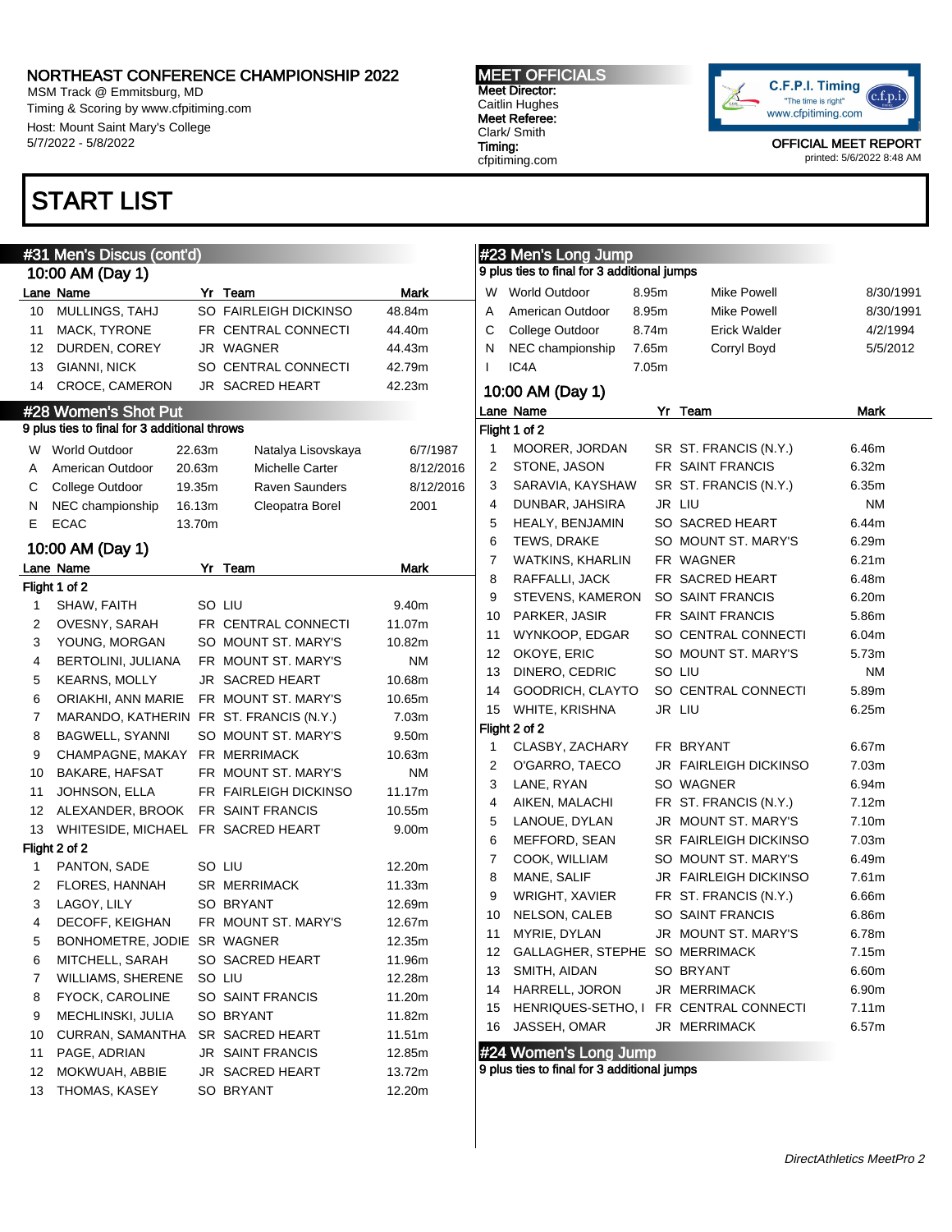# NORTHEAST CONFERENCE CHAMPIONSHIP 2022

MSM Track @ Emmitsburg, MD
Timing & Scoring by www.cfpitiming.com
Host: Mount Saint Mary's College
5/7/2022 - 5/8/2022

**MEET OFFICIALS**
Meet Director: Caitlin Hughes
Meet Referee: Clark/ Smith
Timing: cfpitiming.com

OFFICIAL MEET REPORT
printed: 5/6/2022 8:48 AM

# START LIST

## #31 Men's Discus (cont'd)

### 10:00 AM (Day 1)

| Lane | Name | Yr | Team | Mark |
|---|---|---|---|---|
| 10 | MULLINGS, TAHJ | SO | FAIRLEIGH DICKINSO | 48.84m |
| 11 | MACK, TYRONE | FR | CENTRAL CONNECTI | 44.40m |
| 12 | DURDEN, COREY | JR | WAGNER | 44.43m |
| 13 | GIANNI, NICK | SO | CENTRAL CONNECTI | 42.79m |
| 14 | CROCE, CAMERON | JR | SACRED HEART | 42.23m |

## #28 Women's Shot Put

9 plus ties to final for 3 additional throws

| | Record | Mark | Holder | Date |
|---|---|---|---|---|
| W | World Outdoor | 22.63m | Natalya Lisovskaya | 6/7/1987 |
| A | American Outdoor | 20.63m | Michelle Carter | 8/12/2016 |
| C | College Outdoor | 19.35m | Raven Saunders | 8/12/2016 |
| N | NEC championship | 16.13m | Cleopatra Borel | 2001 |
| E | ECAC | 13.70m | | |

### 10:00 AM (Day 1)

**Flight 1 of 2**

| Lane | Name | Yr | Team | Mark |
|---|---|---|---|---|
| 1 | SHAW, FAITH | SO | LIU | 9.40m |
| 2 | OVESNY, SARAH | FR | CENTRAL CONNECTI | 11.07m |
| 3 | YOUNG, MORGAN | SO | MOUNT ST. MARY'S | 10.82m |
| 4 | BERTOLINI, JULIANA | FR | MOUNT ST. MARY'S | NM |
| 5 | KEARNS, MOLLY | JR | SACRED HEART | 10.68m |
| 6 | ORIAKHI, ANN MARIE | FR | MOUNT ST. MARY'S | 10.65m |
| 7 | MARANDO, KATHERIN | FR | ST. FRANCIS (N.Y.) | 7.03m |
| 8 | BAGWELL, SYANNI | SO | MOUNT ST. MARY'S | 9.50m |
| 9 | CHAMPAGNE, MAKAY | FR | MERRIMACK | 10.63m |
| 10 | BAKARE, HAFSAT | FR | MOUNT ST. MARY'S | NM |
| 11 | JOHNSON, ELLA | FR | FAIRLEIGH DICKINSO | 11.17m |
| 12 | ALEXANDER, BROOK | FR | SAINT FRANCIS | 10.55m |
| 13 | WHITESIDE, MICHAEL | FR | SACRED HEART | 9.00m |

**Flight 2 of 2**

| Lane | Name | Yr | Team | Mark |
|---|---|---|---|---|
| 1 | PANTON, SADE | SO | LIU | 12.20m |
| 2 | FLORES, HANNAH | SR | MERRIMACK | 11.33m |
| 3 | LAGOY, LILY | SO | BRYANT | 12.69m |
| 4 | DECOFF, KEIGHAN | FR | MOUNT ST. MARY'S | 12.67m |
| 5 | BONHOMETRE, JODIE | SR | WAGNER | 12.35m |
| 6 | MITCHELL, SARAH | SO | SACRED HEART | 11.96m |
| 7 | WILLIAMS, SHERENE | SO | LIU | 12.28m |
| 8 | FYOCK, CAROLINE | SO | SAINT FRANCIS | 11.20m |
| 9 | MECHLINSKI, JULIA | SO | BRYANT | 11.82m |
| 10 | CURRAN, SAMANTHA | SR | SACRED HEART | 11.51m |
| 11 | PAGE, ADRIAN | JR | SAINT FRANCIS | 12.85m |
| 12 | MOKWUAH, ABBIE | JR | SACRED HEART | 13.72m |
| 13 | THOMAS, KASEY | SO | BRYANT | 12.20m |

## #23 Men's Long Jump

9 plus ties to final for 3 additional jumps

| | Record | Mark | Holder | Date |
|---|---|---|---|---|
| W | World Outdoor | 8.95m | Mike Powell | 8/30/1991 |
| A | American Outdoor | 8.95m | Mike Powell | 8/30/1991 |
| C | College Outdoor | 8.74m | Erick Walder | 4/2/1994 |
| N | NEC championship | 7.65m | Corryl Boyd | 5/5/2012 |
| I | IC4A | 7.05m | | |

### 10:00 AM (Day 1)

**Flight 1 of 2**

| Lane | Name | Yr | Team | Mark |
|---|---|---|---|---|
| 1 | MOORER, JORDAN | SR | ST. FRANCIS (N.Y.) | 6.46m |
| 2 | STONE, JASON | FR | SAINT FRANCIS | 6.32m |
| 3 | SARAVIA, KAYSHAW | SR | ST. FRANCIS (N.Y.) | 6.35m |
| 4 | DUNBAR, JAHSIRA | JR | LIU | NM |
| 5 | HEALY, BENJAMIN | SO | SACRED HEART | 6.44m |
| 6 | TEWS, DRAKE | SO | MOUNT ST. MARY'S | 6.29m |
| 7 | WATKINS, KHARLIN | FR | WAGNER | 6.21m |
| 8 | RAFFALLI, JACK | FR | SACRED HEART | 6.48m |
| 9 | STEVENS, KAMERON | SO | SAINT FRANCIS | 6.20m |
| 10 | PARKER, JASIR | FR | SAINT FRANCIS | 5.86m |
| 11 | WYNKOOP, EDGAR | SO | CENTRAL CONNECTI | 6.04m |
| 12 | OKOYE, ERIC | SO | MOUNT ST. MARY'S | 5.73m |
| 13 | DINERO, CEDRIC | SO | LIU | NM |
| 14 | GOODRICH, CLAYTO | SO | CENTRAL CONNECTI | 5.89m |
| 15 | WHITE, KRISHNA | JR | LIU | 6.25m |

**Flight 2 of 2**

| Lane | Name | Yr | Team | Mark |
|---|---|---|---|---|
| 1 | CLASBY, ZACHARY | FR | BRYANT | 6.67m |
| 2 | O'GARRO, TAECO | JR | FAIRLEIGH DICKINSO | 7.03m |
| 3 | LANE, RYAN | SO | WAGNER | 6.94m |
| 4 | AIKEN, MALACHI | FR | ST. FRANCIS (N.Y.) | 7.12m |
| 5 | LANOUE, DYLAN | JR | MOUNT ST. MARY'S | 7.10m |
| 6 | MEFFORD, SEAN | SR | FAIRLEIGH DICKINSO | 7.03m |
| 7 | COOK, WILLIAM | SO | MOUNT ST. MARY'S | 6.49m |
| 8 | MANE, SALIF | JR | FAIRLEIGH DICKINSO | 7.61m |
| 9 | WRIGHT, XAVIER | FR | ST. FRANCIS (N.Y.) | 6.66m |
| 10 | NELSON, CALEB | SO | SAINT FRANCIS | 6.86m |
| 11 | MYRIE, DYLAN | JR | MOUNT ST. MARY'S | 6.78m |
| 12 | GALLAGHER, STEPHE | SO | MERRIMACK | 7.15m |
| 13 | SMITH, AIDAN | SO | BRYANT | 6.60m |
| 14 | HARRELL, JORON | JR | MERRIMACK | 6.90m |
| 15 | HENRIQUES-SETHO, I | FR | CENTRAL CONNECTI | 7.11m |
| 16 | JASSEH, OMAR | JR | MERRIMACK | 6.57m |

## #24 Women's Long Jump

9 plus ties to final for 3 additional jumps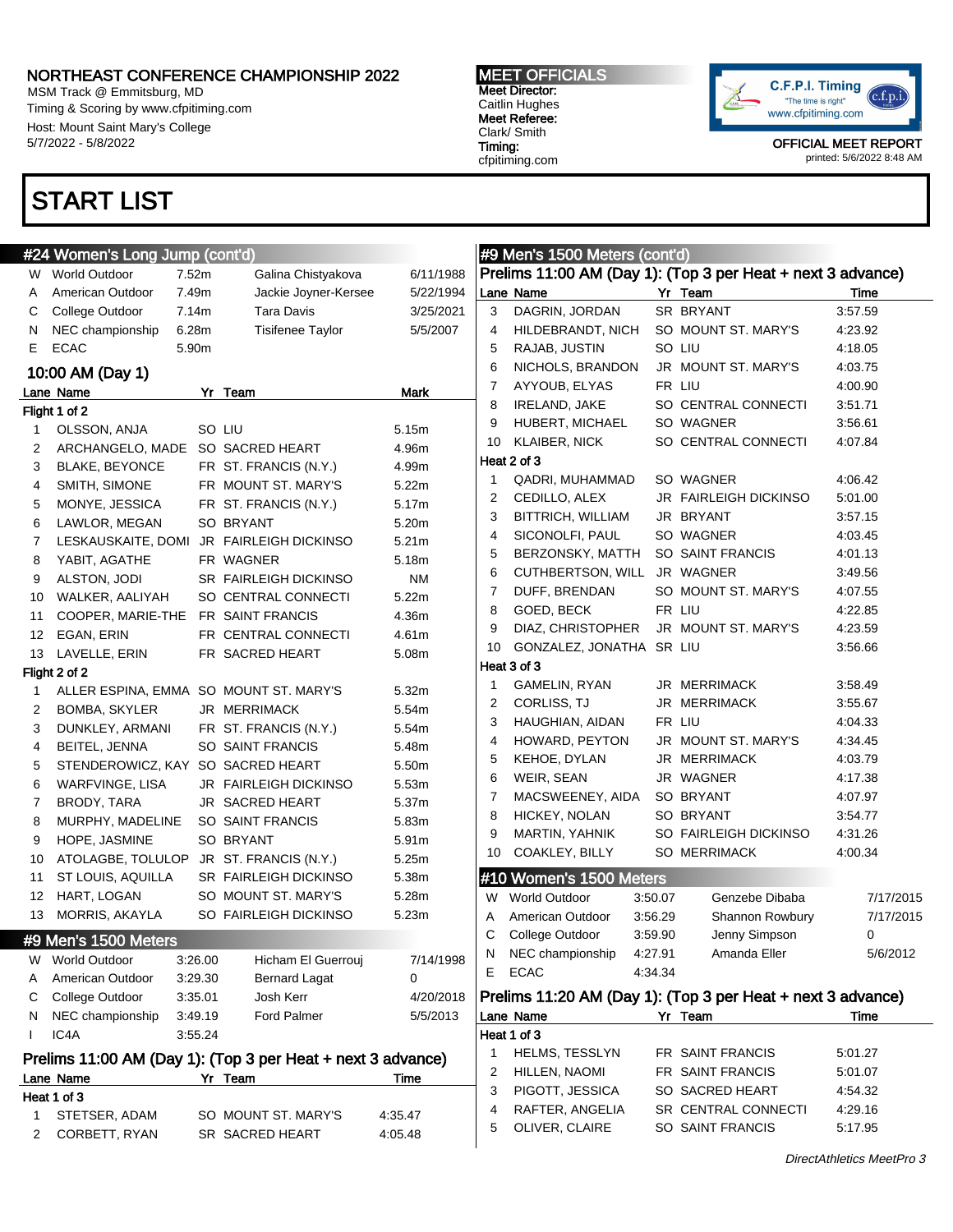NORTHEAST CONFERENCE CHAMPIONSHIP 2022
MSM Track @ Emmitsburg, MD
Timing & Scoring by www.cfpitiming.com
Host: Mount Saint Mary's College
5/7/2022 - 5/8/2022

**MEET OFFICIALS**
Meet Director: Caitlin Hughes
Meet Referee: Clark/ Smith
Timing: cfpitiming.com

OFFICIAL MEET REPORT
printed: 5/6/2022 8:48 AM

# START LIST

## #24 Women's Long Jump (cont'd)

| | | | | |
|---|---|---|---|---|
| W | World Outdoor | 7.52m | Galina Chistyakova | 6/11/1988 |
| A | American Outdoor | 7.49m | Jackie Joyner-Kersee | 5/22/1994 |
| C | College Outdoor | 7.14m | Tara Davis | 3/25/2021 |
| N | NEC championship | 6.28m | Tisifenee Taylor | 5/5/2007 |
| E | ECAC | 5.90m | | |

### 10:00 AM (Day 1)

| Lane | Name | Yr | Team | Mark |
|---|---|---|---|---|
| **Flight 1 of 2** | | | | |
| 1 | OLSSON, ANJA | SO | LIU | 5.15m |
| 2 | ARCHANGELO, MADE | SO | SACRED HEART | 4.96m |
| 3 | BLAKE, BEYONCE | FR | ST. FRANCIS (N.Y.) | 4.99m |
| 4 | SMITH, SIMONE | FR | MOUNT ST. MARY'S | 5.22m |
| 5 | MONYE, JESSICA | FR | ST. FRANCIS (N.Y.) | 5.17m |
| 6 | LAWLOR, MEGAN | SO | BRYANT | 5.20m |
| 7 | LESKAUSKAITE, DOMI | JR | FAIRLEIGH DICKINSO | 5.21m |
| 8 | YABIT, AGATHE | FR | WAGNER | 5.18m |
| 9 | ALSTON, JODI | SR | FAIRLEIGH DICKINSO | NM |
| 10 | WALKER, AALIYAH | SO | CENTRAL CONNECTI | 5.22m |
| 11 | COOPER, MARIE-THE | FR | SAINT FRANCIS | 4.36m |
| 12 | EGAN, ERIN | FR | CENTRAL CONNECTI | 4.61m |
| 13 | LAVELLE, ERIN | FR | SACRED HEART | 5.08m |
| **Flight 2 of 2** | | | | |
| 1 | ALLER ESPINA, EMMA | SO | MOUNT ST. MARY'S | 5.32m |
| 2 | BOMBA, SKYLER | JR | MERRIMACK | 5.54m |
| 3 | DUNKLEY, ARMANI | FR | ST. FRANCIS (N.Y.) | 5.54m |
| 4 | BEITEL, JENNA | SO | SAINT FRANCIS | 5.48m |
| 5 | STENDEROWICZ, KAY | SO | SACRED HEART | 5.50m |
| 6 | WARFVINGE, LISA | JR | FAIRLEIGH DICKINSO | 5.53m |
| 7 | BRODY, TARA | JR | SACRED HEART | 5.37m |
| 8 | MURPHY, MADELINE | SO | SAINT FRANCIS | 5.83m |
| 9 | HOPE, JASMINE | SO | BRYANT | 5.91m |
| 10 | ATOLAGBE, TOLULOP | JR | ST. FRANCIS (N.Y.) | 5.25m |
| 11 | ST LOUIS, AQUILLA | SR | FAIRLEIGH DICKINSO | 5.38m |
| 12 | HART, LOGAN | SO | MOUNT ST. MARY'S | 5.28m |
| 13 | MORRIS, AKAYLA | SO | FAIRLEIGH DICKINSO | 5.23m |

## #9 Men's 1500 Meters

| | | | | |
|---|---|---|---|---|
| W | World Outdoor | 3:26.00 | Hicham El Guerrouj | 7/14/1998 |
| A | American Outdoor | 3:29.30 | Bernard Lagat | 0 |
| C | College Outdoor | 3:35.01 | Josh Kerr | 4/20/2018 |
| N | NEC championship | 3:49.19 | Ford Palmer | 5/5/2013 |
| I | IC4A | 3:55.24 | | |

### Prelims 11:00 AM (Day 1): (Top 3 per Heat + next 3 advance)

| Lane | Name | Yr | Team | Time |
|---|---|---|---|---|
| **Heat 1 of 3** | | | | |
| 1 | STETSER, ADAM | SO | MOUNT ST. MARY'S | 4:35.47 |
| 2 | CORBETT, RYAN | SR | SACRED HEART | 4:05.48 |
| 3 | DAGRIN, JORDAN | SR | BRYANT | 3:57.59 |
| 4 | HILDEBRANDT, NICH | SO | MOUNT ST. MARY'S | 4:23.92 |
| 5 | RAJAB, JUSTIN | SO | LIU | 4:18.05 |
| 6 | NICHOLS, BRANDON | JR | MOUNT ST. MARY'S | 4:03.75 |
| 7 | AYYOUB, ELYAS | FR | LIU | 4:00.90 |
| 8 | IRELAND, JAKE | SO | CENTRAL CONNECTI | 3:51.71 |
| 9 | HUBERT, MICHAEL | SO | WAGNER | 3:56.61 |
| 10 | KLAIBER, NICK | SO | CENTRAL CONNECTI | 4:07.84 |
| **Heat 2 of 3** | | | | |
| 1 | QADRI, MUHAMMAD | SO | WAGNER | 4:06.42 |
| 2 | CEDILLO, ALEX | JR | FAIRLEIGH DICKINSO | 5:01.00 |
| 3 | BITTRICH, WILLIAM | JR | BRYANT | 3:57.15 |
| 4 | SICONOLFI, PAUL | SO | WAGNER | 4:03.45 |
| 5 | BERZONSKY, MATTH | SO | SAINT FRANCIS | 4:01.13 |
| 6 | CUTHBERTSON, WILL | JR | WAGNER | 3:49.56 |
| 7 | DUFF, BRENDAN | SO | MOUNT ST. MARY'S | 4:07.55 |
| 8 | GOED, BECK | FR | LIU | 4:22.85 |
| 9 | DIAZ, CHRISTOPHER | JR | MOUNT ST. MARY'S | 4:23.59 |
| 10 | GONZALEZ, JONATHA | SR | LIU | 3:56.66 |
| **Heat 3 of 3** | | | | |
| 1 | GAMELIN, RYAN | JR | MERRIMACK | 3:58.49 |
| 2 | CORLISS, TJ | JR | MERRIMACK | 3:55.67 |
| 3 | HAUGHIAN, AIDAN | FR | LIU | 4:04.33 |
| 4 | HOWARD, PEYTON | JR | MOUNT ST. MARY'S | 4:34.45 |
| 5 | KEHOE, DYLAN | JR | MERRIMACK | 4:03.79 |
| 6 | WEIR, SEAN | JR | WAGNER | 4:17.38 |
| 7 | MACSWEENEY, AIDA | SO | BRYANT | 4:07.97 |
| 8 | HICKEY, NOLAN | SO | BRYANT | 3:54.77 |
| 9 | MARTIN, YAHNIK | SO | FAIRLEIGH DICKINSO | 4:31.26 |
| 10 | COAKLEY, BILLY | SO | MERRIMACK | 4:00.34 |

## #10 Women's 1500 Meters

| | | | | |
|---|---|---|---|---|
| W | World Outdoor | 3:50.07 | Genzebe Dibaba | 7/17/2015 |
| A | American Outdoor | 3:56.29 | Shannon Rowbury | 7/17/2015 |
| C | College Outdoor | 3:59.90 | Jenny Simpson | 0 |
| N | NEC championship | 4:27.91 | Amanda Eller | 5/6/2012 |
| E | ECAC | 4:34.34 | | |

### Prelims 11:20 AM (Day 1): (Top 3 per Heat + next 3 advance)

| Lane | Name | Yr | Team | Time |
|---|---|---|---|---|
| **Heat 1 of 3** | | | | |
| 1 | HELMS, TESSLYN | FR | SAINT FRANCIS | 5:01.27 |
| 2 | HILLEN, NAOMI | FR | SAINT FRANCIS | 5:01.07 |
| 3 | PIGOTT, JESSICA | SO | SACRED HEART | 4:54.32 |
| 4 | RAFTER, ANGELIA | SR | CENTRAL CONNECTI | 4:29.16 |
| 5 | OLIVER, CLAIRE | SO | SAINT FRANCIS | 5:17.95 |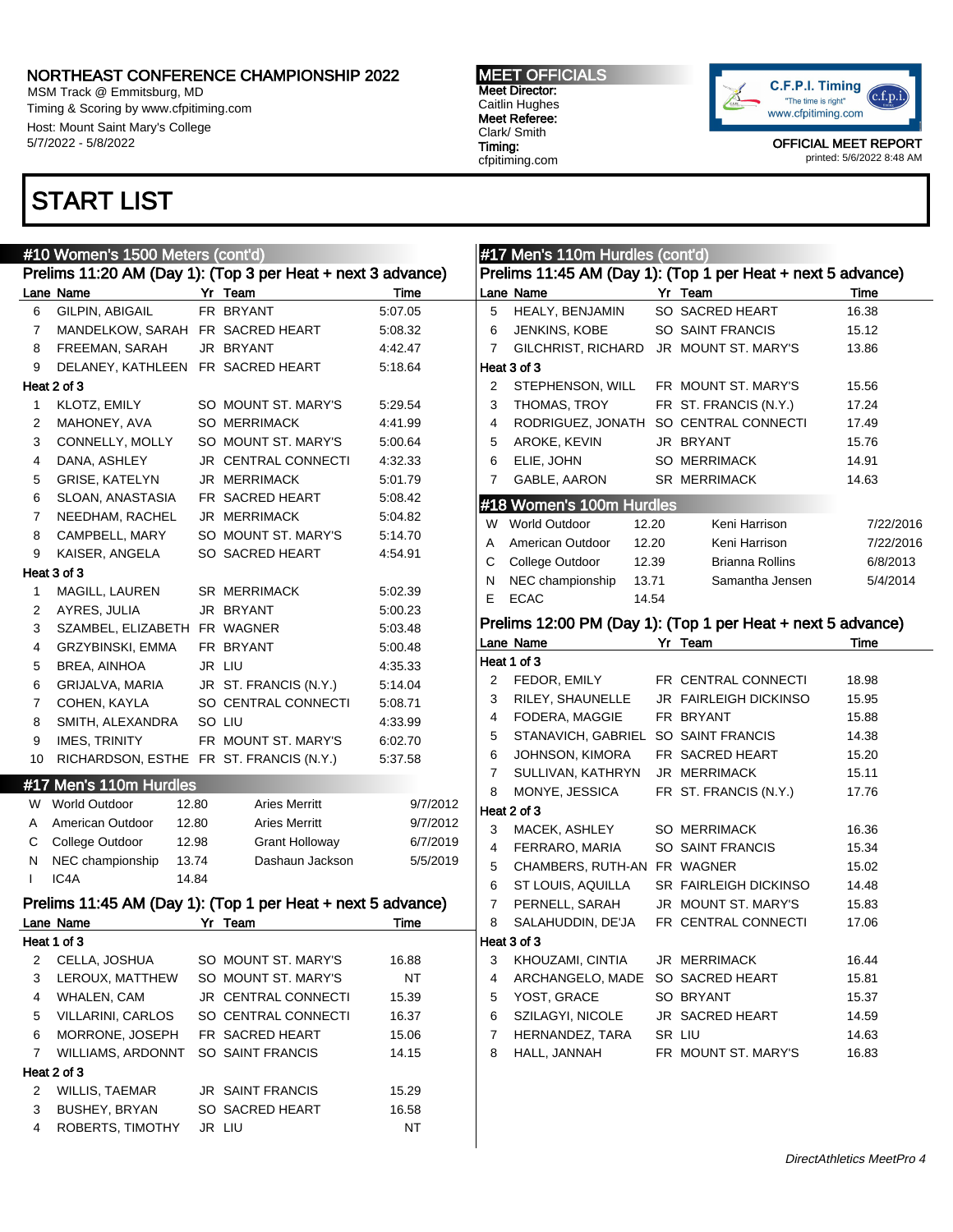# NORTHEAST CONFERENCE CHAMPIONSHIP 2022

MSM Track @ Emmitsburg, MD
Timing & Scoring by www.cfpitiming.com
Host: Mount Saint Mary's College
5/7/2022 - 5/8/2022

**MEET OFFICIALS**
Meet Director: Caitlin Hughes
Meet Referee: Clark/ Smith
Timing: cfpitiming.com

C.F.P.I. Timing "The time is right" www.cfpitiming.com

OFFICIAL MEET REPORT
printed: 5/6/2022 8:48 AM

# START LIST

## #10 Women's 1500 Meters (cont'd)

### Prelims 11:20 AM (Day 1): (Top 3 per Heat + next 3 advance)

| Lane | Name | Yr | Team | Time |
|---|---|---|---|---|
| 6 | GILPIN, ABIGAIL | FR | BRYANT | 5:07.05 |
| 7 | MANDELKOW, SARAH | FR | SACRED HEART | 5:08.32 |
| 8 | FREEMAN, SARAH | JR | BRYANT | 4:42.47 |
| 9 | DELANEY, KATHLEEN | FR | SACRED HEART | 5:18.64 |
| **Heat 2 of 3** | | | | |
| 1 | KLOTZ, EMILY | SO | MOUNT ST. MARY'S | 5:29.54 |
| 2 | MAHONEY, AVA | SO | MERRIMACK | 4:41.99 |
| 3 | CONNELLY, MOLLY | SO | MOUNT ST. MARY'S | 5:00.64 |
| 4 | DANA, ASHLEY | JR | CENTRAL CONNECTI | 4:32.33 |
| 5 | GRISE, KATELYN | JR | MERRIMACK | 5:01.79 |
| 6 | SLOAN, ANASTASIA | FR | SACRED HEART | 5:08.42 |
| 7 | NEEDHAM, RACHEL | JR | MERRIMACK | 5:04.82 |
| 8 | CAMPBELL, MARY | SO | MOUNT ST. MARY'S | 5:14.70 |
| 9 | KAISER, ANGELA | SO | SACRED HEART | 4:54.91 |
| **Heat 3 of 3** | | | | |
| 1 | MAGILL, LAUREN | SR | MERRIMACK | 5:02.39 |
| 2 | AYRES, JULIA | JR | BRYANT | 5:00.23 |
| 3 | SZAMBEL, ELIZABETH | FR | WAGNER | 5:03.48 |
| 4 | GRZYBINSKI, EMMA | FR | BRYANT | 5:00.48 |
| 5 | BREA, AINHOA | JR | LIU | 4:35.33 |
| 6 | GRIJALVA, MARIA | JR | ST. FRANCIS (N.Y.) | 5:14.04 |
| 7 | COHEN, KAYLA | SO | CENTRAL CONNECTI | 5:08.71 |
| 8 | SMITH, ALEXANDRA | SO | LIU | 4:33.99 |
| 9 | IMES, TRINITY | FR | MOUNT ST. MARY'S | 6:02.70 |
| 10 | RICHARDSON, ESTHE | FR | ST. FRANCIS (N.Y.) | 5:37.58 |

## #17 Men's 110m Hurdles

| | Record | Mark | Holder | Date |
|---|---|---|---|---|
| W | World Outdoor | 12.80 | Aries Merritt | 9/7/2012 |
| A | American Outdoor | 12.80 | Aries Merritt | 9/7/2012 |
| C | College Outdoor | 12.98 | Grant Holloway | 6/7/2019 |
| N | NEC championship | 13.74 | Dashaun Jackson | 5/5/2019 |
| I | IC4A | 14.84 | | |

### Prelims 11:45 AM (Day 1): (Top 1 per Heat + next 5 advance)

| Lane | Name | Yr | Team | Time |
|---|---|---|---|---|
| **Heat 1 of 3** | | | | |
| 2 | CELLA, JOSHUA | SO | MOUNT ST. MARY'S | 16.88 |
| 3 | LEROUX, MATTHEW | SO | MOUNT ST. MARY'S | NT |
| 4 | WHALEN, CAM | JR | CENTRAL CONNECTI | 15.39 |
| 5 | VILLARINI, CARLOS | SO | CENTRAL CONNECTI | 16.37 |
| 6 | MORRONE, JOSEPH | FR | SACRED HEART | 15.06 |
| 7 | WILLIAMS, ARDONNT | SO | SAINT FRANCIS | 14.15 |
| **Heat 2 of 3** | | | | |
| 2 | WILLIS, TAEMAR | JR | SAINT FRANCIS | 15.29 |
| 3 | BUSHEY, BRYAN | SO | SACRED HEART | 16.58 |
| 4 | ROBERTS, TIMOTHY | JR | LIU | NT |
| 5 | HEALY, BENJAMIN | SO | SACRED HEART | 16.38 |
| 6 | JENKINS, KOBE | SO | SAINT FRANCIS | 15.12 |
| 7 | GILCHRIST, RICHARD | JR | MOUNT ST. MARY'S | 13.86 |
| **Heat 3 of 3** | | | | |
| 2 | STEPHENSON, WILL | FR | MOUNT ST. MARY'S | 15.56 |
| 3 | THOMAS, TROY | FR | ST. FRANCIS (N.Y.) | 17.24 |
| 4 | RODRIGUEZ, JONATH | SO | CENTRAL CONNECTI | 17.49 |
| 5 | AROKE, KEVIN | JR | BRYANT | 15.76 |
| 6 | ELIE, JOHN | SO | MERRIMACK | 14.91 |
| 7 | GABLE, AARON | SR | MERRIMACK | 14.63 |

## #18 Women's 100m Hurdles

| | Record | Mark | Holder | Date |
|---|---|---|---|---|
| W | World Outdoor | 12.20 | Keni Harrison | 7/22/2016 |
| A | American Outdoor | 12.20 | Keni Harrison | 7/22/2016 |
| C | College Outdoor | 12.39 | Brianna Rollins | 6/8/2013 |
| N | NEC championship | 13.71 | Samantha Jensen | 5/4/2014 |
| E | ECAC | 14.54 | | |

### Prelims 12:00 PM (Day 1): (Top 1 per Heat + next 5 advance)

| Lane | Name | Yr | Team | Time |
|---|---|---|---|---|
| **Heat 1 of 3** | | | | |
| 2 | FEDOR, EMILY | FR | CENTRAL CONNECTI | 18.98 |
| 3 | RILEY, SHAUNELLE | JR | FAIRLEIGH DICKINSO | 15.95 |
| 4 | FODERA, MAGGIE | FR | BRYANT | 15.88 |
| 5 | STANAVICH, GABRIEL | SO | SAINT FRANCIS | 14.38 |
| 6 | JOHNSON, KIMORA | FR | SACRED HEART | 15.20 |
| 7 | SULLIVAN, KATHRYN | JR | MERRIMACK | 15.11 |
| 8 | MONYE, JESSICA | FR | ST. FRANCIS (N.Y.) | 17.76 |
| **Heat 2 of 3** | | | | |
| 3 | MACEK, ASHLEY | SO | MERRIMACK | 16.36 |
| 4 | FERRARO, MARIA | SO | SAINT FRANCIS | 15.34 |
| 5 | CHAMBERS, RUTH-AN | FR | WAGNER | 15.02 |
| 6 | ST LOUIS, AQUILLA | SR | FAIRLEIGH DICKINSO | 14.48 |
| 7 | PERNELL, SARAH | JR | MOUNT ST. MARY'S | 15.83 |
| 8 | SALAHUDDIN, DE'JA | FR | CENTRAL CONNECTI | 17.06 |
| **Heat 3 of 3** | | | | |
| 3 | KHOUZAMI, CINTIA | JR | MERRIMACK | 16.44 |
| 4 | ARCHANGELO, MADE | SO | SACRED HEART | 15.81 |
| 5 | YOST, GRACE | SO | BRYANT | 15.37 |
| 6 | SZILAGYI, NICOLE | JR | SACRED HEART | 14.59 |
| 7 | HERNANDEZ, TARA | SR | LIU | 14.63 |
| 8 | HALL, JANNAH | FR | MOUNT ST. MARY'S | 16.83 |

*DirectAthletics MeetPro 4*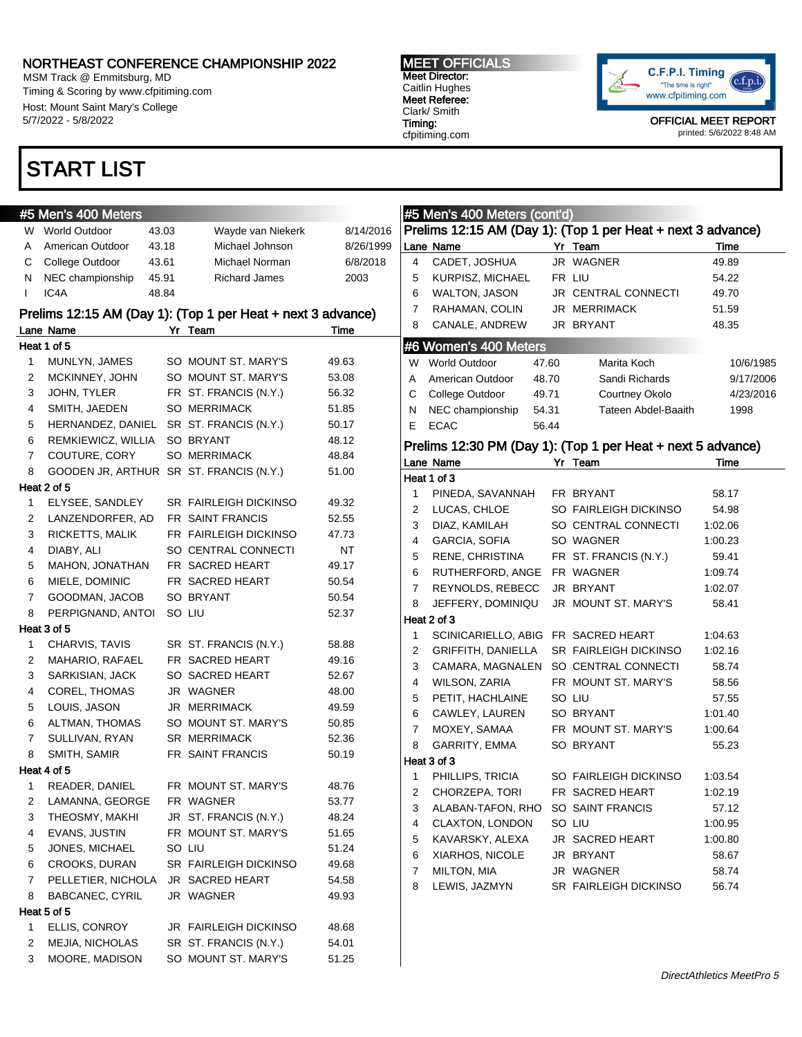NORTHEAST CONFERENCE CHAMPIONSHIP 2022
MSM Track @ Emmitsburg, MD
Timing & Scoring by www.cfpitiming.com
Host: Mount Saint Mary's College
5/7/2022 - 5/8/2022

MEET OFFICIALS
Meet Director:
Caitlin Hughes
Meet Referee:
Clark/ Smith
Timing:
cfpitiming.com

OFFICIAL MEET REPORT
printed: 5/6/2022 8:48 AM

# START LIST

## #5 Men's 400 Meters

| | | | | |
|---|---|---|---|---|
| W | World Outdoor | 43.03 | Wayde van Niekerk | 8/14/2016 |
| A | American Outdoor | 43.18 | Michael Johnson | 8/26/1999 |
| C | College Outdoor | 43.61 | Michael Norman | 6/8/2018 |
| N | NEC championship | 45.91 | Richard James | 2003 |
| I | IC4A | 48.84 | | |

### Prelims 12:15 AM (Day 1): (Top 1 per Heat + next 3 advance)

| Lane | Name | Yr | Team | Time |
|---|---|---|---|---|
| **Heat 1 of 5** | | | | |
| 1 | MUNLYN, JAMES | SO | MOUNT ST. MARY'S | 49.63 |
| 2 | MCKINNEY, JOHN | SO | MOUNT ST. MARY'S | 53.08 |
| 3 | JOHN, TYLER | FR | ST. FRANCIS (N.Y.) | 56.32 |
| 4 | SMITH, JAEDEN | SO | MERRIMACK | 51.85 |
| 5 | HERNANDEZ, DANIEL | SR | ST. FRANCIS (N.Y.) | 50.17 |
| 6 | REMKIEWICZ, WILLIA | SO | BRYANT | 48.12 |
| 7 | COUTURE, CORY | SO | MERRIMACK | 48.84 |
| 8 | GOODEN JR, ARTHUR | SR | ST. FRANCIS (N.Y.) | 51.00 |
| **Heat 2 of 5** | | | | |
| 1 | ELYSEE, SANDLEY | SR | FAIRLEIGH DICKINSO | 49.32 |
| 2 | LANZENDORFER, AD | FR | SAINT FRANCIS | 52.55 |
| 3 | RICKETTS, MALIK | FR | FAIRLEIGH DICKINSO | 47.73 |
| 4 | DIABY, ALI | SO | CENTRAL CONNECTI | NT |
| 5 | MAHON, JONATHAN | FR | SACRED HEART | 49.17 |
| 6 | MIELE, DOMINIC | FR | SACRED HEART | 50.54 |
| 7 | GOODMAN, JACOB | SO | BRYANT | 50.54 |
| 8 | PERPIGNAND, ANTOI | SO | LIU | 52.37 |
| **Heat 3 of 5** | | | | |
| 1 | CHARVIS, TAVIS | SR | ST. FRANCIS (N.Y.) | 58.88 |
| 2 | MAHARIO, RAFAEL | FR | SACRED HEART | 49.16 |
| 3 | SARKISIAN, JACK | SO | SACRED HEART | 52.67 |
| 4 | COREL, THOMAS | JR | WAGNER | 48.00 |
| 5 | LOUIS, JASON | JR | MERRIMACK | 49.59 |
| 6 | ALTMAN, THOMAS | SO | MOUNT ST. MARY'S | 50.85 |
| 7 | SULLIVAN, RYAN | SR | MERRIMACK | 52.36 |
| 8 | SMITH, SAMIR | FR | SAINT FRANCIS | 50.19 |
| **Heat 4 of 5** | | | | |
| 1 | READER, DANIEL | FR | MOUNT ST. MARY'S | 48.76 |
| 2 | LAMANNA, GEORGE | FR | WAGNER | 53.77 |
| 3 | THEOSMY, MAKHI | JR | ST. FRANCIS (N.Y.) | 48.24 |
| 4 | EVANS, JUSTIN | FR | MOUNT ST. MARY'S | 51.65 |
| 5 | JONES, MICHAEL | SO | LIU | 51.24 |
| 6 | CROOKS, DURAN | SR | FAIRLEIGH DICKINSO | 49.68 |
| 7 | PELLETIER, NICHOLA | JR | SACRED HEART | 54.58 |
| 8 | BABCANEC, CYRIL | JR | WAGNER | 49.93 |
| **Heat 5 of 5** | | | | |
| 1 | ELLIS, CONROY | JR | FAIRLEIGH DICKINSO | 48.68 |
| 2 | MEJIA, NICHOLAS | SR | ST. FRANCIS (N.Y.) | 54.01 |
| 3 | MOORE, MADISON | SO | MOUNT ST. MARY'S | 51.25 |
| 4 | CADET, JOSHUA | JR | WAGNER | 49.89 |
| 5 | KURPISZ, MICHAEL | FR | LIU | 54.22 |
| 6 | WALTON, JASON | JR | CENTRAL CONNECTI | 49.70 |
| 7 | RAHAMAN, COLIN | JR | MERRIMACK | 51.59 |
| 8 | CANALE, ANDREW | JR | BRYANT | 48.35 |

## #6 Women's 400 Meters

| | | | | |
|---|---|---|---|---|
| W | World Outdoor | 47.60 | Marita Koch | 10/6/1985 |
| A | American Outdoor | 48.70 | Sandi Richards | 9/17/2006 |
| C | College Outdoor | 49.71 | Courtney Okolo | 4/23/2016 |
| N | NEC championship | 54.31 | Tateen Abdel-Baaith | 1998 |
| E | ECAC | 56.44 | | |

### Prelims 12:30 PM (Day 1): (Top 1 per Heat + next 5 advance)

| Lane | Name | Yr | Team | Time |
|---|---|---|---|---|
| **Heat 1 of 3** | | | | |
| 1 | PINEDA, SAVANNAH | FR | BRYANT | 58.17 |
| 2 | LUCAS, CHLOE | SO | FAIRLEIGH DICKINSO | 54.98 |
| 3 | DIAZ, KAMILAH | SO | CENTRAL CONNECTI | 1:02.06 |
| 4 | GARCIA, SOFIA | SO | WAGNER | 1:00.23 |
| 5 | RENE, CHRISTINA | FR | ST. FRANCIS (N.Y.) | 59.41 |
| 6 | RUTHERFORD, ANGE | FR | WAGNER | 1:09.74 |
| 7 | REYNOLDS, REBECC | JR | BRYANT | 1:02.07 |
| 8 | JEFFERY, DOMINIQU | JR | MOUNT ST. MARY'S | 58.41 |
| **Heat 2 of 3** | | | | |
| 1 | SCINICARIELLO, ABIG | FR | SACRED HEART | 1:04.63 |
| 2 | GRIFFITH, DANIELLA | SR | FAIRLEIGH DICKINSO | 1:02.16 |
| 3 | CAMARA, MAGNALEN | SO | CENTRAL CONNECTI | 58.74 |
| 4 | WILSON, ZARIA | FR | MOUNT ST. MARY'S | 58.56 |
| 5 | PETIT, HACHLAINE | SO | LIU | 57.55 |
| 6 | CAWLEY, LAUREN | SO | BRYANT | 1:01.40 |
| 7 | MOXEY, SAMAA | FR | MOUNT ST. MARY'S | 1:00.64 |
| 8 | GARRITY, EMMA | SO | BRYANT | 55.23 |
| **Heat 3 of 3** | | | | |
| 1 | PHILLIPS, TRICIA | SO | FAIRLEIGH DICKINSO | 1:03.54 |
| 2 | CHORZEPA, TORI | FR | SACRED HEART | 1:02.19 |
| 3 | ALABAN-TAFON, RHO | SO | SAINT FRANCIS | 57.12 |
| 4 | CLAXTON, LONDON | SO | LIU | 1:00.95 |
| 5 | KAVARSKY, ALEXA | JR | SACRED HEART | 1:00.80 |
| 6 | XIARHOS, NICOLE | JR | BRYANT | 58.67 |
| 7 | MILTON, MIA | JR | WAGNER | 58.74 |
| 8 | LEWIS, JAZMYN | SR | FAIRLEIGH DICKINSO | 56.74 |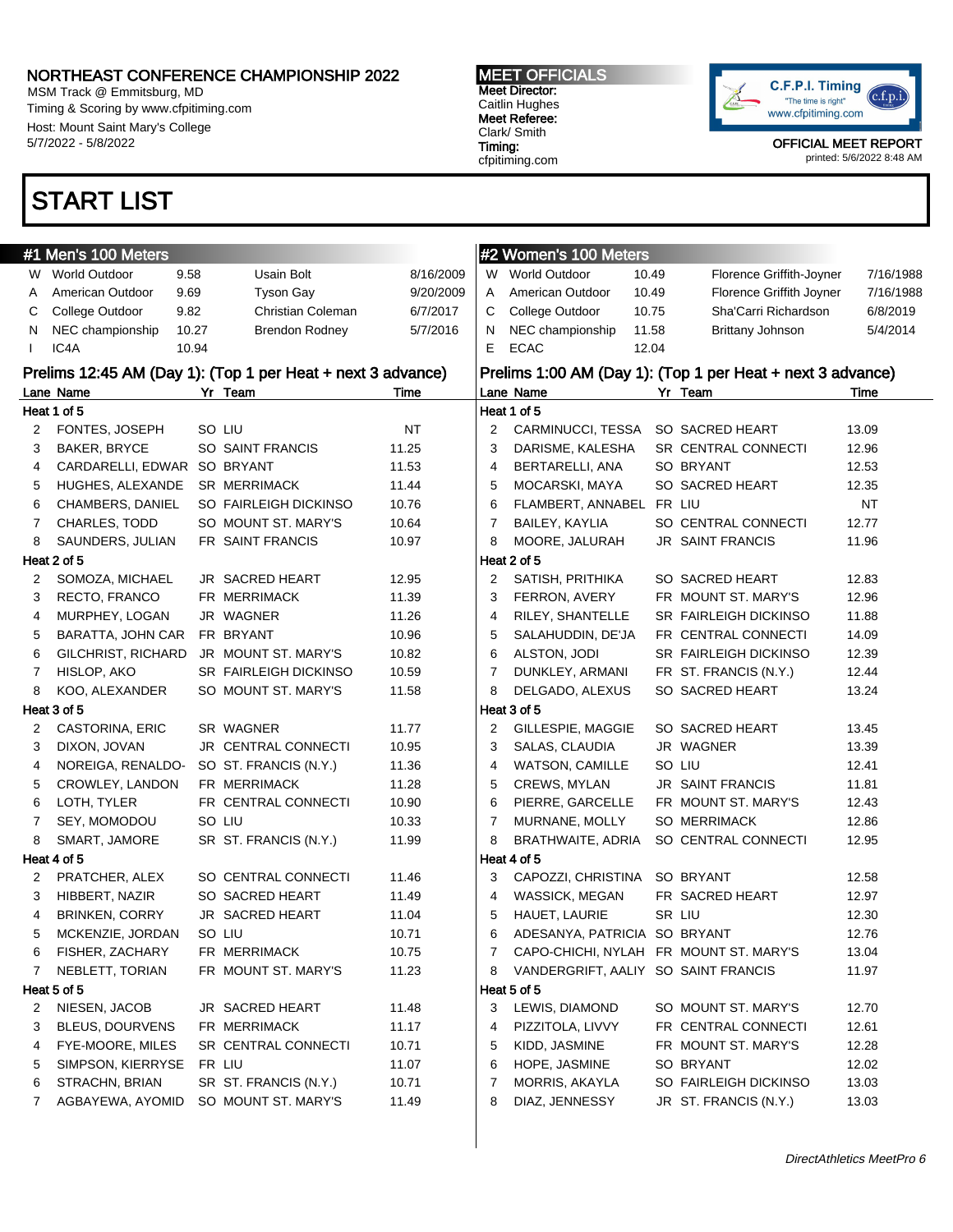# NORTHEAST CONFERENCE CHAMPIONSHIP 2022

MSM Track @ Emmitsburg, MD
Timing & Scoring by www.cfpitiming.com
Host: Mount Saint Mary's College
5/7/2022 - 5/8/2022

**MEET OFFICIALS**
**Meet Director:** Caitlin Hughes
**Meet Referee:** Clark/ Smith
**Timing:** cfpitiming.com

C.F.P.I. Timing "The time is right" www.cfpitiming.com

OFFICIAL MEET REPORT
printed: 5/6/2022 8:48 AM

## START LIST

### #1 Men's 100 Meters

| | Record | Mark | Name | Date |
|---|---|---|---|---|
| W | World Outdoor | 9.58 | Usain Bolt | 8/16/2009 |
| A | American Outdoor | 9.69 | Tyson Gay | 9/20/2009 |
| C | College Outdoor | 9.82 | Christian Coleman | 6/7/2017 |
| N | NEC championship | 10.27 | Brendon Rodney | 5/7/2016 |
| I | IC4A | 10.94 | | |

**Prelims 12:45 AM (Day 1): (Top 1 per Heat + next 3 advance)**

| Lane | Name | Yr | Team | Time |
|---|---|---|---|---|
| **Heat 1 of 5** | | | | |
| 2 | FONTES, JOSEPH | SO | LIU | NT |
| 3 | BAKER, BRYCE | SO | SAINT FRANCIS | 11.25 |
| 4 | CARDARELLI, EDWAR | SO | BRYANT | 11.53 |
| 5 | HUGHES, ALEXANDE | SR | MERRIMACK | 11.44 |
| 6 | CHAMBERS, DANIEL | SO | FAIRLEIGH DICKINSO | 10.76 |
| 7 | CHARLES, TODD | SO | MOUNT ST. MARY'S | 10.64 |
| 8 | SAUNDERS, JULIAN | FR | SAINT FRANCIS | 10.97 |
| **Heat 2 of 5** | | | | |
| 2 | SOMOZA, MICHAEL | JR | SACRED HEART | 12.95 |
| 3 | RECTO, FRANCO | FR | MERRIMACK | 11.39 |
| 4 | MURPHEY, LOGAN | JR | WAGNER | 11.26 |
| 5 | BARATTA, JOHN CAR | FR | BRYANT | 10.96 |
| 6 | GILCHRIST, RICHARD | JR | MOUNT ST. MARY'S | 10.82 |
| 7 | HISLOP, AKO | SR | FAIRLEIGH DICKINSO | 10.59 |
| 8 | KOO, ALEXANDER | SO | MOUNT ST. MARY'S | 11.58 |
| **Heat 3 of 5** | | | | |
| 2 | CASTORINA, ERIC | SR | WAGNER | 11.77 |
| 3 | DIXON, JOVAN | JR | CENTRAL CONNECTI | 10.95 |
| 4 | NOREIGA, RENALDO- | SO | ST. FRANCIS (N.Y.) | 11.36 |
| 5 | CROWLEY, LANDON | FR | MERRIMACK | 11.28 |
| 6 | LOTH, TYLER | FR | CENTRAL CONNECTI | 10.90 |
| 7 | SEY, MOMODOU | SO | LIU | 10.33 |
| 8 | SMART, JAMORE | SR | ST. FRANCIS (N.Y.) | 11.99 |
| **Heat 4 of 5** | | | | |
| 2 | PRATCHER, ALEX | SO | CENTRAL CONNECTI | 11.46 |
| 3 | HIBBERT, NAZIR | SO | SACRED HEART | 11.49 |
| 4 | BRINKEN, CORRY | JR | SACRED HEART | 11.04 |
| 5 | MCKENZIE, JORDAN | SO | LIU | 10.71 |
| 6 | FISHER, ZACHARY | FR | MERRIMACK | 10.75 |
| 7 | NEBLETT, TORIAN | FR | MOUNT ST. MARY'S | 11.23 |
| **Heat 5 of 5** | | | | |
| 2 | NIESEN, JACOB | JR | SACRED HEART | 11.48 |
| 3 | BLEUS, DOURVENS | FR | MERRIMACK | 11.17 |
| 4 | FYE-MOORE, MILES | SR | CENTRAL CONNECTI | 10.71 |
| 5 | SIMPSON, KIERRYSE | FR | LIU | 11.07 |
| 6 | STRACHN, BRIAN | SR | ST. FRANCIS (N.Y.) | 10.71 |
| 7 | AGBAYEWA, AYOMID | SO | MOUNT ST. MARY'S | 11.49 |

### #2 Women's 100 Meters

| | Record | Mark | Name | Date |
|---|---|---|---|---|
| W | World Outdoor | 10.49 | Florence Griffith-Joyner | 7/16/1988 |
| A | American Outdoor | 10.49 | Florence Griffith Joyner | 7/16/1988 |
| C | College Outdoor | 10.75 | Sha'Carri Richardson | 6/8/2019 |
| N | NEC championship | 11.58 | Brittany Johnson | 5/4/2014 |
| E | ECAC | 12.04 | | |

**Prelims 1:00 AM (Day 1): (Top 1 per Heat + next 3 advance)**

| Lane | Name | Yr | Team | Time |
|---|---|---|---|---|
| **Heat 1 of 5** | | | | |
| 2 | CARMINUCCI, TESSA | SO | SACRED HEART | 13.09 |
| 3 | DARISME, KALESHA | SR | CENTRAL CONNECTI | 12.96 |
| 4 | BERTARELLI, ANA | SO | BRYANT | 12.53 |
| 5 | MOCARSKI, MAYA | SO | SACRED HEART | 12.35 |
| 6 | FLAMBERT, ANNABEL | FR | LIU | NT |
| 7 | BAILEY, KAYLIA | SO | CENTRAL CONNECTI | 12.77 |
| 8 | MOORE, JALURAH | JR | SAINT FRANCIS | 11.96 |
| **Heat 2 of 5** | | | | |
| 2 | SATISH, PRITHIKA | SO | SACRED HEART | 12.83 |
| 3 | FERRON, AVERY | FR | MOUNT ST. MARY'S | 12.96 |
| 4 | RILEY, SHANTELLE | SR | FAIRLEIGH DICKINSO | 11.88 |
| 5 | SALAHUDDIN, DE'JA | FR | CENTRAL CONNECTI | 14.09 |
| 6 | ALSTON, JODI | SR | FAIRLEIGH DICKINSO | 12.39 |
| 7 | DUNKLEY, ARMANI | FR | ST. FRANCIS (N.Y.) | 12.44 |
| 8 | DELGADO, ALEXUS | SO | SACRED HEART | 13.24 |
| **Heat 3 of 5** | | | | |
| 2 | GILLESPIE, MAGGIE | SO | SACRED HEART | 13.45 |
| 3 | SALAS, CLAUDIA | JR | WAGNER | 13.39 |
| 4 | WATSON, CAMILLE | SO | LIU | 12.41 |
| 5 | CREWS, MYLAN | JR | SAINT FRANCIS | 11.81 |
| 6 | PIERRE, GARCELLE | FR | MOUNT ST. MARY'S | 12.43 |
| 7 | MURNANE, MOLLY | SO | MERRIMACK | 12.86 |
| 8 | BRATHWAITE, ADRIA | SO | CENTRAL CONNECTI | 12.95 |
| **Heat 4 of 5** | | | | |
| 3 | CAPOZZI, CHRISTINA | SO | BRYANT | 12.58 |
| 4 | WASSICK, MEGAN | FR | SACRED HEART | 12.97 |
| 5 | HAUET, LAURIE | SR | LIU | 12.30 |
| 6 | ADESANYA, PATRICIA | SO | BRYANT | 12.76 |
| 7 | CAPO-CHICHI, NYLAH | FR | MOUNT ST. MARY'S | 13.04 |
| 8 | VANDERGRIFT, AALIY | SO | SAINT FRANCIS | 11.97 |
| **Heat 5 of 5** | | | | |
| 3 | LEWIS, DIAMOND | SO | MOUNT ST. MARY'S | 12.70 |
| 4 | PIZZITOLA, LIVVY | FR | CENTRAL CONNECTI | 12.61 |
| 5 | KIDD, JASMINE | FR | MOUNT ST. MARY'S | 12.28 |
| 6 | HOPE, JASMINE | SO | BRYANT | 12.02 |
| 7 | MORRIS, AKAYLA | SO | FAIRLEIGH DICKINSO | 13.03 |
| 8 | DIAZ, JENNESSY | JR | ST. FRANCIS (N.Y.) | 13.03 |

*DirectAthletics MeetPro 6*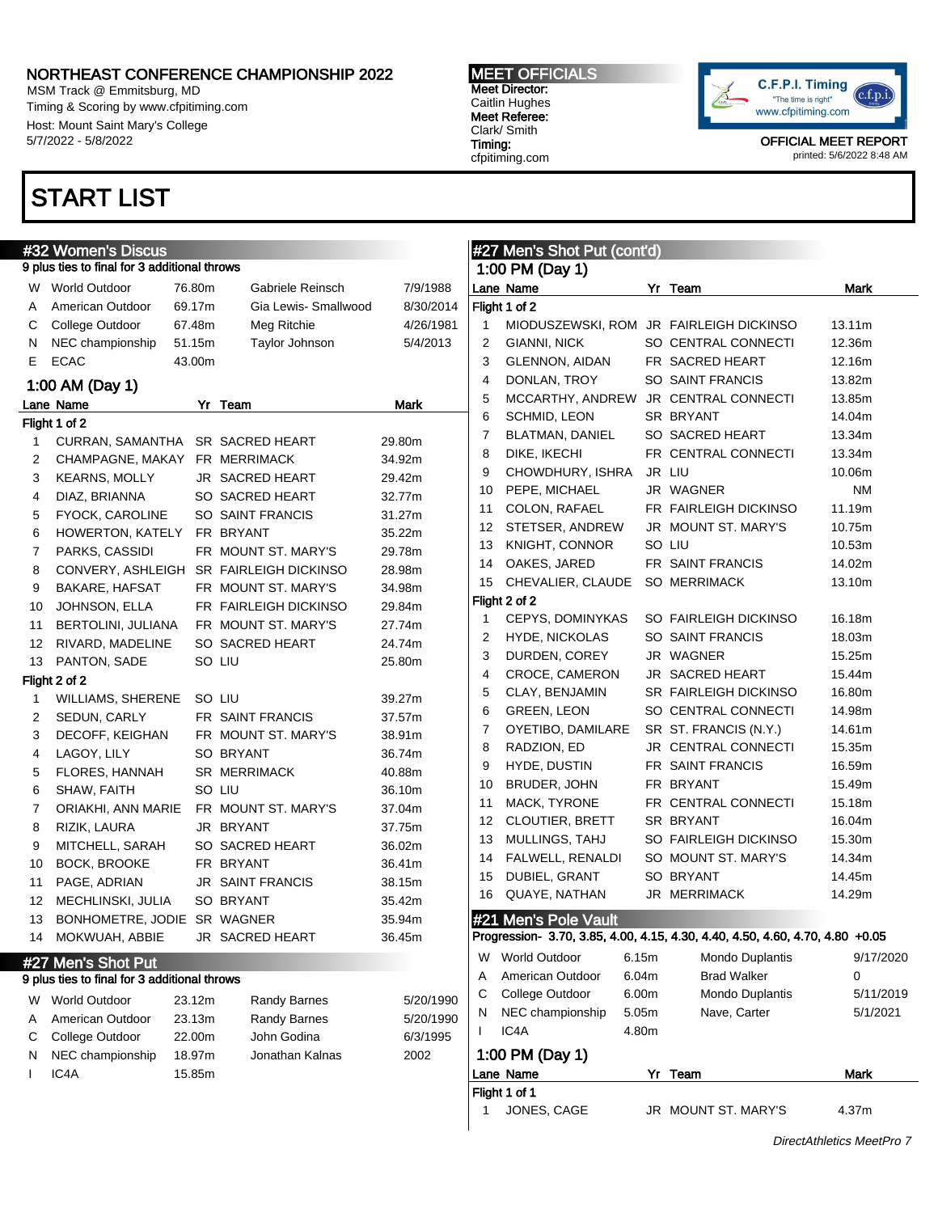# NORTHEAST CONFERENCE CHAMPIONSHIP 2022

MSM Track @ Emmitsburg, MD
Timing & Scoring by www.cfpitiming.com
Host: Mount Saint Mary's College
5/7/2022 - 5/8/2022

**MEET OFFICIALS**
**Meet Director:** Caitlin Hughes
**Meet Referee:** Clark/ Smith
**Timing:** cfpitiming.com

OFFICIAL MEET REPORT
printed: 5/6/2022 8:48 AM

# START LIST

## #32 Women's Discus

9 plus ties to final for 3 additional throws

| | | | | |
|---|---|---|---|---|
| W | World Outdoor | 76.80m | Gabriele Reinsch | 7/9/1988 |
| A | American Outdoor | 69.17m | Gia Lewis- Smallwood | 8/30/2014 |
| C | College Outdoor | 67.48m | Meg Ritchie | 4/26/1981 |
| N | NEC championship | 51.15m | Taylor Johnson | 5/4/2013 |
| E | ECAC | 43.00m | | |

### 1:00 AM (Day 1)

| Lane | Name | Yr | Team | Mark |
|---|---|---|---|---|
| **Flight 1 of 2** | | | | |
| 1 | CURRAN, SAMANTHA | SR | SACRED HEART | 29.80m |
| 2 | CHAMPAGNE, MAKAY | FR | MERRIMACK | 34.92m |
| 3 | KEARNS, MOLLY | JR | SACRED HEART | 29.42m |
| 4 | DIAZ, BRIANNA | SO | SACRED HEART | 32.77m |
| 5 | FYOCK, CAROLINE | SO | SAINT FRANCIS | 31.27m |
| 6 | HOWERTON, KATELY | FR | BRYANT | 35.22m |
| 7 | PARKS, CASSIDI | FR | MOUNT ST. MARY'S | 29.78m |
| 8 | CONVERY, ASHLEIGH | SR | FAIRLEIGH DICKINSO | 28.98m |
| 9 | BAKARE, HAFSAT | FR | MOUNT ST. MARY'S | 34.98m |
| 10 | JOHNSON, ELLA | FR | FAIRLEIGH DICKINSO | 29.84m |
| 11 | BERTOLINI, JULIANA | FR | MOUNT ST. MARY'S | 27.74m |
| 12 | RIVARD, MADELINE | SO | SACRED HEART | 24.74m |
| 13 | PANTON, SADE | SO | LIU | 25.80m |
| **Flight 2 of 2** | | | | |
| 1 | WILLIAMS, SHERENE | SO | LIU | 39.27m |
| 2 | SEDUN, CARLY | FR | SAINT FRANCIS | 37.57m |
| 3 | DECOFF, KEIGHAN | FR | MOUNT ST. MARY'S | 38.91m |
| 4 | LAGOY, LILY | SO | BRYANT | 36.74m |
| 5 | FLORES, HANNAH | SR | MERRIMACK | 40.88m |
| 6 | SHAW, FAITH | SO | LIU | 36.10m |
| 7 | ORIAKHI, ANN MARIE | FR | MOUNT ST. MARY'S | 37.04m |
| 8 | RIZIK, LAURA | JR | BRYANT | 37.75m |
| 9 | MITCHELL, SARAH | SO | SACRED HEART | 36.02m |
| 10 | BOCK, BROOKE | FR | BRYANT | 36.41m |
| 11 | PAGE, ADRIAN | JR | SAINT FRANCIS | 38.15m |
| 12 | MECHLINSKI, JULIA | SO | BRYANT | 35.42m |
| 13 | BONHOMETRE, JODIE | SR | WAGNER | 35.94m |
| 14 | MOKWUAH, ABBIE | JR | SACRED HEART | 36.45m |

## #27 Men's Shot Put

9 plus ties to final for 3 additional throws

| | | | | |
|---|---|---|---|---|
| W | World Outdoor | 23.12m | Randy Barnes | 5/20/1990 |
| A | American Outdoor | 23.13m | Randy Barnes | 5/20/1990 |
| C | College Outdoor | 22.00m | John Godina | 6/3/1995 |
| N | NEC championship | 18.97m | Jonathan Kalnas | 2002 |
| I | IC4A | 15.85m | | |

## #27 Men's Shot Put (cont'd)

### 1:00 PM (Day 1)

| Lane | Name | Yr | Team | Mark |
|---|---|---|---|---|
| **Flight 1 of 2** | | | | |
| 1 | MIODUSZEWSKI, ROM | JR | FAIRLEIGH DICKINSO | 13.11m |
| 2 | GIANNI, NICK | SO | CENTRAL CONNECTI | 12.36m |
| 3 | GLENNON, AIDAN | FR | SACRED HEART | 12.16m |
| 4 | DONLAN, TROY | SO | SAINT FRANCIS | 13.82m |
| 5 | MCCARTHY, ANDREW | JR | CENTRAL CONNECTI | 13.85m |
| 6 | SCHMID, LEON | SR | BRYANT | 14.04m |
| 7 | BLATMAN, DANIEL | SO | SACRED HEART | 13.34m |
| 8 | DIKE, IKECHI | FR | CENTRAL CONNECTI | 13.34m |
| 9 | CHOWDHURY, ISHRA | JR | LIU | 10.06m |
| 10 | PEPE, MICHAEL | JR | WAGNER | NM |
| 11 | COLON, RAFAEL | FR | FAIRLEIGH DICKINSO | 11.19m |
| 12 | STETSER, ANDREW | JR | MOUNT ST. MARY'S | 10.75m |
| 13 | KNIGHT, CONNOR | SO | LIU | 10.53m |
| 14 | OAKES, JARED | FR | SAINT FRANCIS | 14.02m |
| 15 | CHEVALIER, CLAUDE | SO | MERRIMACK | 13.10m |
| **Flight 2 of 2** | | | | |
| 1 | CEPYS, DOMINYKAS | SO | FAIRLEIGH DICKINSO | 16.18m |
| 2 | HYDE, NICKOLAS | SO | SAINT FRANCIS | 18.03m |
| 3 | DURDEN, COREY | JR | WAGNER | 15.25m |
| 4 | CROCE, CAMERON | JR | SACRED HEART | 15.44m |
| 5 | CLAY, BENJAMIN | SR | FAIRLEIGH DICKINSO | 16.80m |
| 6 | GREEN, LEON | SO | CENTRAL CONNECTI | 14.98m |
| 7 | OYETIBO, DAMILARE | SR | ST. FRANCIS (N.Y.) | 14.61m |
| 8 | RADZION, ED | JR | CENTRAL CONNECTI | 15.35m |
| 9 | HYDE, DUSTIN | FR | SAINT FRANCIS | 16.59m |
| 10 | BRUDER, JOHN | FR | BRYANT | 15.49m |
| 11 | MACK, TYRONE | FR | CENTRAL CONNECTI | 15.18m |
| 12 | CLOUTIER, BRETT | SR | BRYANT | 16.04m |
| 13 | MULLINGS, TAHJ | SO | FAIRLEIGH DICKINSO | 15.30m |
| 14 | FALWELL, RENALDI | SO | MOUNT ST. MARY'S | 14.34m |
| 15 | DUBIEL, GRANT | SO | BRYANT | 14.45m |
| 16 | QUAYE, NATHAN | JR | MERRIMACK | 14.29m |

## #21 Men's Pole Vault

Progression- 3.70, 3.85, 4.00, 4.15, 4.30, 4.40, 4.50, 4.60, 4.70, 4.80 +0.05

| | | | | |
|---|---|---|---|---|
| W | World Outdoor | 6.15m | Mondo Duplantis | 9/17/2020 |
| A | American Outdoor | 6.04m | Brad Walker | 0 |
| C | College Outdoor | 6.00m | Mondo Duplantis | 5/11/2019 |
| N | NEC championship | 5.05m | Nave, Carter | 5/1/2021 |
| I | IC4A | 4.80m | | |

### 1:00 PM (Day 1)

| Lane | Name | Yr | Team | Mark |
|---|---|---|---|---|
| **Flight 1 of 1** | | | | |
| 1 | JONES, CAGE | JR | MOUNT ST. MARY'S | 4.37m |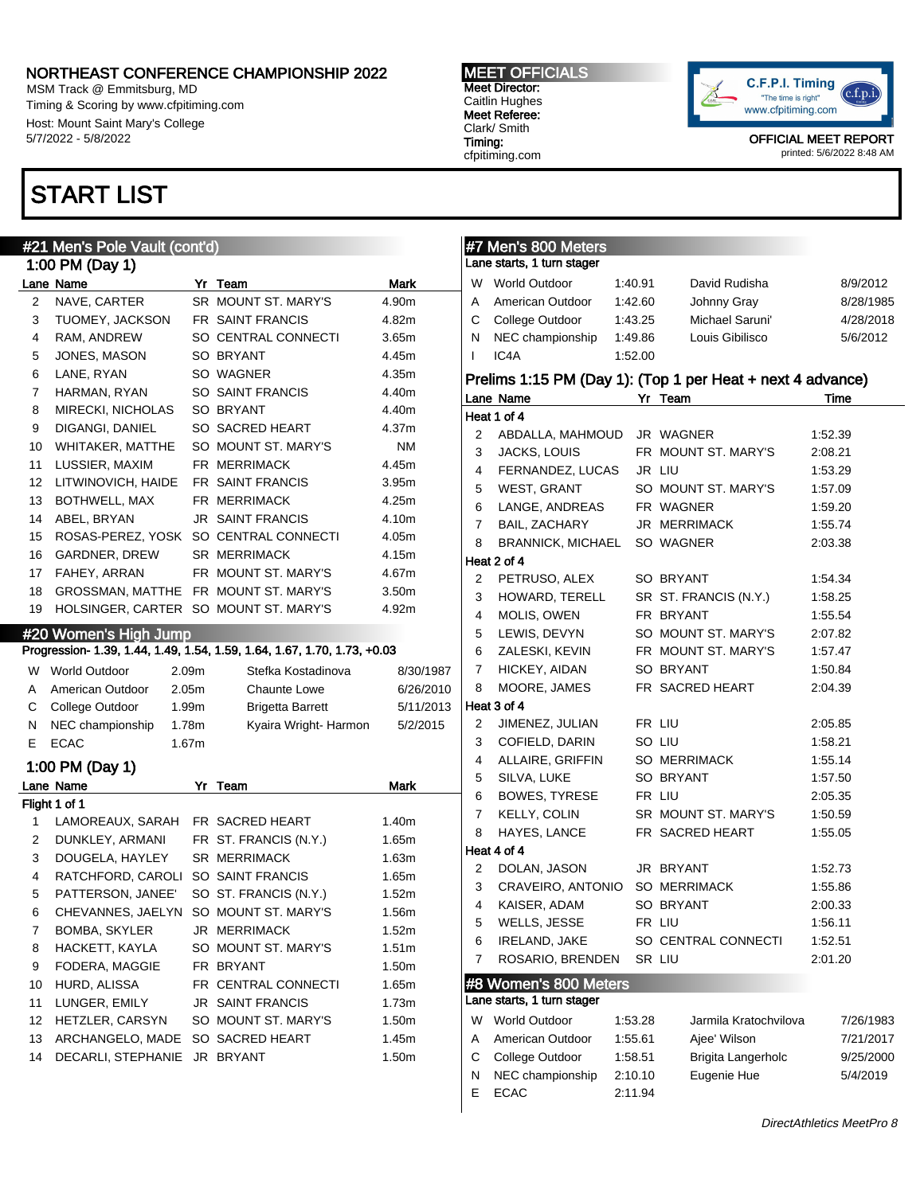# NORTHEAST CONFERENCE CHAMPIONSHIP 2022

MSM Track @ Emmitsburg, MD
Timing & Scoring by www.cfpiming.com
Host: Mount Saint Mary's College
5/7/2022 - 5/8/2022

**MEET OFFICIALS**
Meet Director: Caitlin Hughes
Meet Referee: Clark/ Smith
Timing: cfpitiming.com

OFFICIAL MEET REPORT
printed: 5/6/2022 8:48 AM

# START LIST

## #21 Men's Pole Vault (cont'd)

### 1:00 PM (Day 1)

| Lane | Name | Yr | Team | Mark |
|---|---|---|---|---|
| 2 | NAVE, CARTER | SR | MOUNT ST. MARY'S | 4.90m |
| 3 | TUOMEY, JACKSON | FR | SAINT FRANCIS | 4.82m |
| 4 | RAM, ANDREW | SO | CENTRAL CONNECTI | 3.65m |
| 5 | JONES, MASON | SO | BRYANT | 4.45m |
| 6 | LANE, RYAN | SO | WAGNER | 4.35m |
| 7 | HARMAN, RYAN | SO | SAINT FRANCIS | 4.40m |
| 8 | MIRECKI, NICHOLAS | SO | BRYANT | 4.40m |
| 9 | DIGANGI, DANIEL | SO | SACRED HEART | 4.37m |
| 10 | WHITAKER, MATTHE | SO | MOUNT ST. MARY'S | NM |
| 11 | LUSSIER, MAXIM | FR | MERRIMACK | 4.45m |
| 12 | LITWINOVICH, HAIDE | FR | SAINT FRANCIS | 3.95m |
| 13 | BOTHWELL, MAX | FR | MERRIMACK | 4.25m |
| 14 | ABEL, BRYAN | JR | SAINT FRANCIS | 4.10m |
| 15 | ROSAS-PEREZ, YOSK | SO | CENTRAL CONNECTI | 4.05m |
| 16 | GARDNER, DREW | SR | MERRIMACK | 4.15m |
| 17 | FAHEY, ARRAN | FR | MOUNT ST. MARY'S | 4.67m |
| 18 | GROSSMAN, MATTHE | FR | MOUNT ST. MARY'S | 3.50m |
| 19 | HOLSINGER, CARTER | SO | MOUNT ST. MARY'S | 4.92m |

## #20 Women's High Jump

Progression- 1.39, 1.44, 1.49, 1.54, 1.59, 1.64, 1.67, 1.70, 1.73, +0.03

| | Record | Mark | Name | Date |
|---|---|---|---|---|
| W | World Outdoor | 2.09m | Stefka Kostadinova | 8/30/1987 |
| A | American Outdoor | 2.05m | Chaunte Lowe | 6/26/2010 |
| C | College Outdoor | 1.99m | Brigetta Barrett | 5/11/2013 |
| N | NEC championship | 1.78m | Kyaira Wright- Harmon | 5/2/2015 |
| E | ECAC | 1.67m | | |

### 1:00 PM (Day 1)

| Lane | Name | Yr | Team | Mark |
|---|---|---|---|---|
| **Flight 1 of 1** | | | | |
| 1 | LAMOREAUX, SARAH | FR | SACRED HEART | 1.40m |
| 2 | DUNKLEY, ARMANI | FR | ST. FRANCIS (N.Y.) | 1.65m |
| 3 | DOUGELA, HAYLEY | SR | MERRIMACK | 1.63m |
| 4 | RATCHFORD, CAROLI | SO | SAINT FRANCIS | 1.65m |
| 5 | PATTERSON, JANEE' | SO | ST. FRANCIS (N.Y.) | 1.52m |
| 6 | CHEVANNES, JAELYN | SO | MOUNT ST. MARY'S | 1.56m |
| 7 | BOMBA, SKYLER | JR | MERRIMACK | 1.52m |
| 8 | HACKETT, KAYLA | SO | MOUNT ST. MARY'S | 1.51m |
| 9 | FODERA, MAGGIE | FR | BRYANT | 1.50m |
| 10 | HURD, ALISSA | FR | CENTRAL CONNECTI | 1.65m |
| 11 | LUNGER, EMILY | JR | SAINT FRANCIS | 1.73m |
| 12 | HETZLER, CARSYN | SO | MOUNT ST. MARY'S | 1.50m |
| 13 | ARCHANGELO, MADE | SO | SACRED HEART | 1.45m |
| 14 | DECARLI, STEPHANIE | JR | BRYANT | 1.50m |

## #7 Men's 800 Meters

Lane starts, 1 turn stager

| | Record | Time | Name | Date |
|---|---|---|---|---|
| W | World Outdoor | 1:40.91 | David Rudisha | 8/9/2012 |
| A | American Outdoor | 1:42.60 | Johnny Gray | 8/28/1985 |
| C | College Outdoor | 1:43.25 | Michael Saruni' | 4/28/2018 |
| N | NEC championship | 1:49.86 | Louis Gibilisco | 5/6/2012 |
| I | IC4A | 1:52.00 | | |

### Prelims 1:15 PM (Day 1): (Top 1 per Heat + next 4 advance)

| Lane | Name | Yr | Team | Time |
|---|---|---|---|---|
| **Heat 1 of 4** | | | | |
| 2 | ABDALLA, MAHMOUD | JR | WAGNER | 1:52.39 |
| 3 | JACKS, LOUIS | FR | MOUNT ST. MARY'S | 2:08.21 |
| 4 | FERNANDEZ, LUCAS | JR | LIU | 1:53.29 |
| 5 | WEST, GRANT | SO | MOUNT ST. MARY'S | 1:57.09 |
| 6 | LANGE, ANDREAS | FR | WAGNER | 1:59.20 |
| 7 | BAIL, ZACHARY | JR | MERRIMACK | 1:55.74 |
| 8 | BRANNICK, MICHAEL | SO | WAGNER | 2:03.38 |
| **Heat 2 of 4** | | | | |
| 2 | PETRUSO, ALEX | SO | BRYANT | 1:54.34 |
| 3 | HOWARD, TERELL | SR | ST. FRANCIS (N.Y.) | 1:58.25 |
| 4 | MOLIS, OWEN | FR | BRYANT | 1:55.54 |
| 5 | LEWIS, DEVYN | SO | MOUNT ST. MARY'S | 2:07.82 |
| 6 | ZALESKI, KEVIN | FR | MOUNT ST. MARY'S | 1:57.47 |
| 7 | HICKEY, AIDAN | SO | BRYANT | 1:50.84 |
| 8 | MOORE, JAMES | FR | SACRED HEART | 2:04.39 |
| **Heat 3 of 4** | | | | |
| 2 | JIMENEZ, JULIAN | FR | LIU | 2:05.85 |
| 3 | COFIELD, DARIN | SO | LIU | 1:58.21 |
| 4 | ALLAIRE, GRIFFIN | SO | MERRIMACK | 1:55.14 |
| 5 | SILVA, LUKE | SO | BRYANT | 1:57.50 |
| 6 | BOWES, TYRESE | FR | LIU | 2:05.35 |
| 7 | KELLY, COLIN | SR | MOUNT ST. MARY'S | 1:50.59 |
| 8 | HAYES, LANCE | FR | SACRED HEART | 1:55.05 |
| **Heat 4 of 4** | | | | |
| 2 | DOLAN, JASON | JR | BRYANT | 1:52.73 |
| 3 | CRAVEIRO, ANTONIO | SO | MERRIMACK | 1:55.86 |
| 4 | KAISER, ADAM | SO | BRYANT | 2:00.33 |
| 5 | WELLS, JESSE | FR | LIU | 1:56.11 |
| 6 | IRELAND, JAKE | SO | CENTRAL CONNECTI | 1:52.51 |
| 7 | ROSARIO, BRENDEN | SR | LIU | 2:01.20 |

## #8 Women's 800 Meters

Lane starts, 1 turn stager

| | Record | Time | Name | Date |
|---|---|---|---|---|
| W | World Outdoor | 1:53.28 | Jarmila Kratochvilova | 7/26/1983 |
| A | American Outdoor | 1:55.61 | Ajee' Wilson | 7/21/2017 |
| C | College Outdoor | 1:58.51 | Brigita Langerholc | 9/25/2000 |
| N | NEC championship | 2:10.10 | Eugenie Hue | 5/4/2019 |
| E | ECAC | 2:11.94 | | |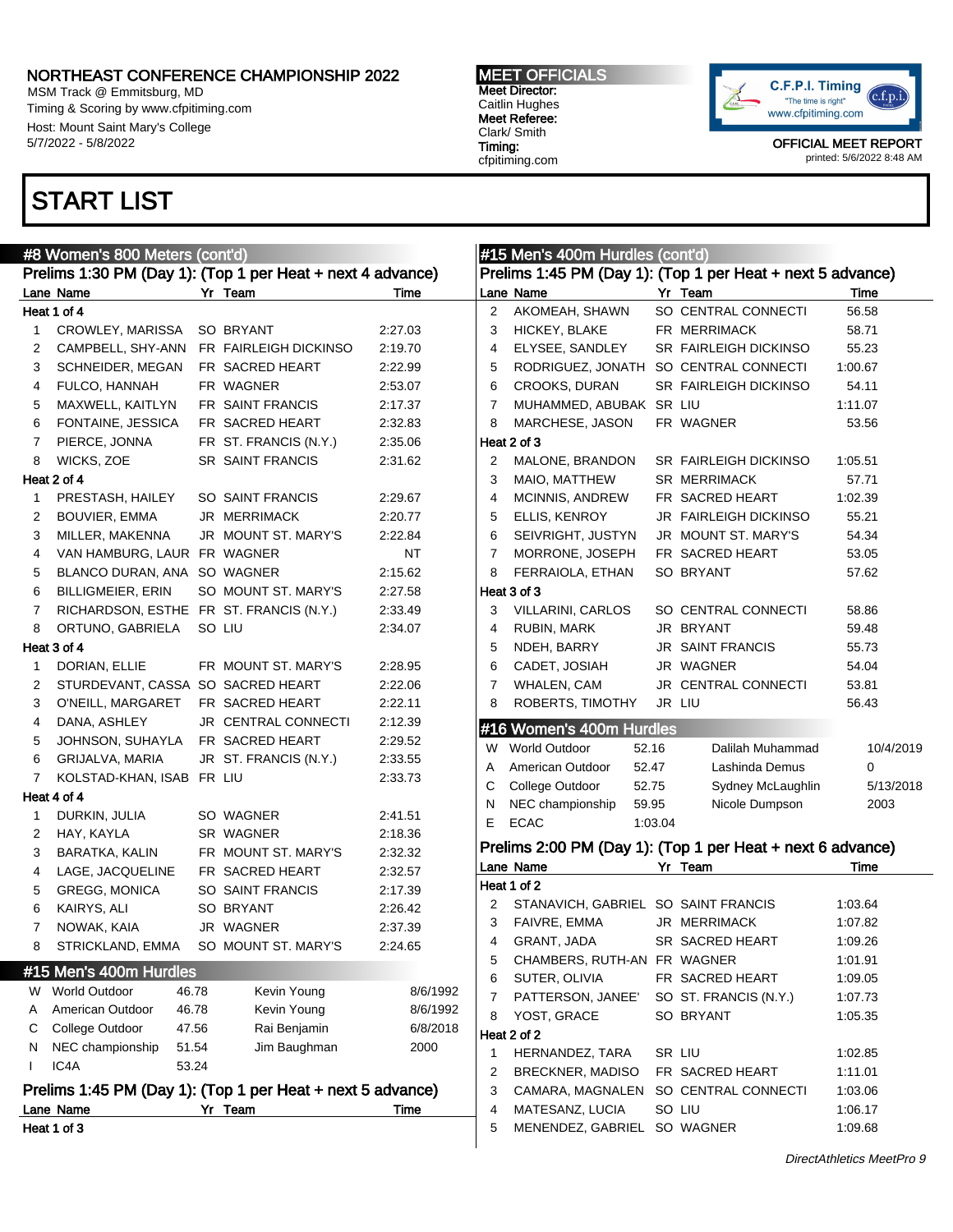# NORTHEAST CONFERENCE CHAMPIONSHIP 2022

MSM Track @ Emmitsburg, MD
Timing & Scoring by www.cfpitiming.com
Host: Mount Saint Mary's College
5/7/2022 - 5/8/2022

**MEET OFFICIALS**
Meet Director:
Caitlin Hughes
Meet Referee:
Clark/ Smith
Timing:
cfpitiming.com

C.F.P.I. Timing "The time is right" www.cfpitiming.com

OFFICIAL MEET REPORT
printed: 5/6/2022 8:48 AM

# START LIST

## #8 Women's 800 Meters (cont'd)

### Prelims 1:30 PM (Day 1): (Top 1 per Heat + next 4 advance)

| Lane | Name | Yr | Team | Time |
|---|---|---|---|---|
| **Heat 1 of 4** | | | | |
| 1 | CROWLEY, MARISSA | SO | BRYANT | 2:27.03 |
| 2 | CAMPBELL, SHY-ANN | FR | FAIRLEIGH DICKINSO | 2:19.70 |
| 3 | SCHNEIDER, MEGAN | FR | SACRED HEART | 2:22.99 |
| 4 | FULCO, HANNAH | FR | WAGNER | 2:53.07 |
| 5 | MAXWELL, KAITLYN | FR | SAINT FRANCIS | 2:17.37 |
| 6 | FONTAINE, JESSICA | FR | SACRED HEART | 2:32.83 |
| 7 | PIERCE, JONNA | FR | ST. FRANCIS (N.Y.) | 2:35.06 |
| 8 | WICKS, ZOE | SR | SAINT FRANCIS | 2:31.62 |
| **Heat 2 of 4** | | | | |
| 1 | PRESTASH, HAILEY | SO | SAINT FRANCIS | 2:29.67 |
| 2 | BOUVIER, EMMA | JR | MERRIMACK | 2:20.77 |
| 3 | MILLER, MAKENNA | JR | MOUNT ST. MARY'S | 2:22.84 |
| 4 | VAN HAMBURG, LAUR | FR | WAGNER | NT |
| 5 | BLANCO DURAN, ANA | SO | WAGNER | 2:15.62 |
| 6 | BILLIGMEIER, ERIN | SO | MOUNT ST. MARY'S | 2:27.58 |
| 7 | RICHARDSON, ESTHE | FR | ST. FRANCIS (N.Y.) | 2:33.49 |
| 8 | ORTUNO, GABRIELA | SO | LIU | 2:34.07 |
| **Heat 3 of 4** | | | | |
| 1 | DORIAN, ELLIE | FR | MOUNT ST. MARY'S | 2:28.95 |
| 2 | STURDEVANT, CASSA | SO | SACRED HEART | 2:22.06 |
| 3 | O'NEILL, MARGARET | FR | SACRED HEART | 2:22.11 |
| 4 | DANA, ASHLEY | JR | CENTRAL CONNECTI | 2:12.39 |
| 5 | JOHNSON, SUHAYLA | FR | SACRED HEART | 2:29.52 |
| 6 | GRIJALVA, MARIA | JR | ST. FRANCIS (N.Y.) | 2:33.55 |
| 7 | KOLSTAD-KHAN, ISAB | FR | LIU | 2:33.73 |
| **Heat 4 of 4** | | | | |
| 1 | DURKIN, JULIA | SO | WAGNER | 2:41.51 |
| 2 | HAY, KAYLA | SR | WAGNER | 2:18.36 |
| 3 | BARATKA, KALIN | FR | MOUNT ST. MARY'S | 2:32.32 |
| 4 | LAGE, JACQUELINE | FR | SACRED HEART | 2:32.57 |
| 5 | GREGG, MONICA | SO | SAINT FRANCIS | 2:17.39 |
| 6 | KAIRYS, ALI | SO | BRYANT | 2:26.42 |
| 7 | NOWAK, KAIA | JR | WAGNER | 2:37.39 |
| 8 | STRICKLAND, EMMA | SO | MOUNT ST. MARY'S | 2:24.65 |

## #15 Men's 400m Hurdles

| | | Mark | Name | Date |
|---|---|---|---|---|
| W | World Outdoor | 46.78 | Kevin Young | 8/6/1992 |
| A | American Outdoor | 46.78 | Kevin Young | 8/6/1992 |
| C | College Outdoor | 47.56 | Rai Benjamin | 6/8/2018 |
| N | NEC championship | 51.54 | Jim Baughman | 2000 |
| I | IC4A | 53.24 | | |

### Prelims 1:45 PM (Day 1): (Top 1 per Heat + next 5 advance)

| Lane | Name | Yr | Team | Time |
|---|---|---|---|---|
| **Heat 1 of 3** | | | | |
| 2 | AKOMEAH, SHAWN | SO | CENTRAL CONNECTI | 56.58 |
| 3 | HICKEY, BLAKE | FR | MERRIMACK | 58.71 |
| 4 | ELYSE, SANDLEY | SR | FAIRLEIGH DICKINSO | 55.23 |
| 5 | RODRIGUEZ, JONATH | SO | CENTRAL CONNECTI | 1:00.67 |
| 6 | CROOKS, DURAN | SR | FAIRLEIGH DICKINSO | 54.11 |
| 7 | MUHAMMED, ABUBAK | SR | LIU | 1:11.07 |
| 8 | MARCHESE, JASON | FR | WAGNER | 53.56 |
| **Heat 2 of 3** | | | | |
| 2 | MALONE, BRANDON | SR | FAIRLEIGH DICKINSO | 1:05.51 |
| 3 | MAIO, MATTHEW | SR | MERRIMACK | 57.71 |
| 4 | MCINNIS, ANDREW | FR | SACRED HEART | 1:02.39 |
| 5 | ELLIS, KENROY | JR | FAIRLEIGH DICKINSO | 55.21 |
| 6 | SEIVRIGHT, JUSTYN | JR | MOUNT ST. MARY'S | 54.34 |
| 7 | MORRONE, JOSEPH | FR | SACRED HEART | 53.05 |
| 8 | FERRAIOLA, ETHAN | SO | BRYANT | 57.62 |
| **Heat 3 of 3** | | | | |
| 3 | VILLARINI, CARLOS | SO | CENTRAL CONNECTI | 58.86 |
| 4 | RUBIN, MARK | JR | BRYANT | 59.48 |
| 5 | NDEH, BARRY | JR | SAINT FRANCIS | 55.73 |
| 6 | CADET, JOSIAH | JR | WAGNER | 54.04 |
| 7 | WHALEN, CAM | JR | CENTRAL CONNECTI | 53.81 |
| 8 | ROBERTS, TIMOTHY | JR | LIU | 56.43 |

## #16 Women's 400m Hurdles

| | | Mark | Name | Date |
|---|---|---|---|---|
| W | World Outdoor | 52.16 | Dalilah Muhammad | 10/4/2019 |
| A | American Outdoor | 52.47 | Lashinda Demus | 0 |
| C | College Outdoor | 52.75 | Sydney McLaughlin | 5/13/2018 |
| N | NEC championship | 59.95 | Nicole Dumpson | 2003 |
| E | ECAC | 1:03.04 | | |

### Prelims 2:00 PM (Day 1): (Top 1 per Heat + next 6 advance)

| Lane | Name | Yr | Team | Time |
|---|---|---|---|---|
| **Heat 1 of 2** | | | | |
| 2 | STANAVICH, GABRIEL | SO | SAINT FRANCIS | 1:03.64 |
| 3 | FAIVRE, EMMA | JR | MERRIMACK | 1:07.82 |
| 4 | GRANT, JADA | SR | SACRED HEART | 1:09.26 |
| 5 | CHAMBERS, RUTH-AN | FR | WAGNER | 1:01.91 |
| 6 | SUTER, OLIVIA | FR | SACRED HEART | 1:09.05 |
| 7 | PATTERSON, JANEE' | SO | ST. FRANCIS (N.Y.) | 1:07.73 |
| 8 | YOST, GRACE | SO | BRYANT | 1:05.35 |
| **Heat 2 of 2** | | | | |
| 1 | HERNANDEZ, TARA | SR | LIU | 1:02.85 |
| 2 | BRECKNER, MADISO | FR | SACRED HEART | 1:11.01 |
| 3 | CAMARA, MAGNALEN | SO | CENTRAL CONNECTI | 1:03.06 |
| 4 | MATESANZ, LUCIA | SO | LIU | 1:06.17 |
| 5 | MENENDEZ, GABRIEL | SO | WAGNER | 1:09.68 |

*DirectAthletics MeetPro 9*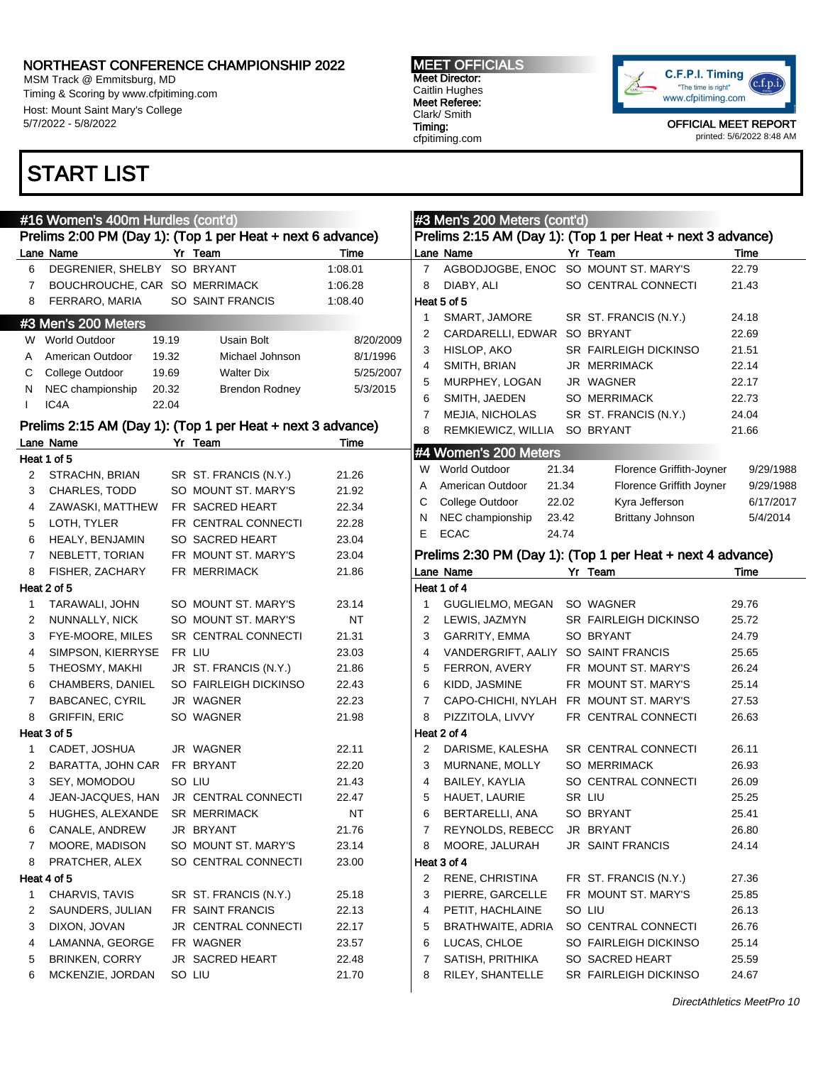# START LIST

## #16 Women's 400m Hurdles (cont'd)

### Prelims 2:00 PM (Day 1): (Top 1 per Heat + next 6 advance)

| Lane | Name | Yr | Team | Time |
|---|---|---|---|---|
| 6 | DEGRENIER, SHELBY | SO | BRYANT | 1:08.01 |
| 7 | BOUCHROUCHE, CAR | SO | MERRIMACK | 1:06.28 |
| 8 | FERRARO, MARIA | SO | SAINT FRANCIS | 1:08.40 |

## #3 Men's 200 Meters

| | | | | |
|---|---|---|---|---|
| W | World Outdoor | 19.19 | Usain Bolt | 8/20/2009 |
| A | American Outdoor | 19.32 | Michael Johnson | 8/1/1996 |
| C | College Outdoor | 19.69 | Walter Dix | 5/25/2007 |
| N | NEC championship | 20.32 | Brendon Rodney | 5/3/2015 |
| I | IC4A | 22.04 | | |

### Prelims 2:15 AM (Day 1): (Top 1 per Heat + next 3 advance)

| Lane | Name | Yr | Team | Time |
|---|---|---|---|---|
| **Heat 1 of 5** | | | | |
| 2 | STRACHN, BRIAN | SR | ST. FRANCIS (N.Y.) | 21.26 |
| 3 | CHARLES, TODD | SO | MOUNT ST. MARY'S | 21.92 |
| 4 | ZAWASKI, MATTHEW | FR | SACRED HEART | 22.34 |
| 5 | LOTH, TYLER | FR | CENTRAL CONNECTI | 22.28 |
| 6 | HEALY, BENJAMIN | SO | SACRED HEART | 23.04 |
| 7 | NEBLETT, TORIAN | FR | MOUNT ST. MARY'S | 23.04 |
| 8 | FISHER, ZACHARY | FR | MERRIMACK | 21.86 |
| **Heat 2 of 5** | | | | |
| 1 | TARAWALI, JOHN | SO | MOUNT ST. MARY'S | 23.14 |
| 2 | NUNNALLY, NICK | SO | MOUNT ST. MARY'S | NT |
| 3 | FYE-MOORE, MILES | SR | CENTRAL CONNECTI | 21.31 |
| 4 | SIMPSON, KIERRYSE | FR | LIU | 23.03 |
| 5 | THEOSMY, MAKHI | JR | ST. FRANCIS (N.Y.) | 21.86 |
| 6 | CHAMBERS, DANIEL | SO | FAIRLEIGH DICKINSO | 22.43 |
| 7 | BABCANEC, CYRIL | JR | WAGNER | 22.23 |
| 8 | GRIFFIN, ERIC | SO | WAGNER | 21.98 |
| **Heat 3 of 5** | | | | |
| 1 | CADET, JOSHUA | JR | WAGNER | 22.11 |
| 2 | BARATTA, JOHN CAR | FR | BRYANT | 22.20 |
| 3 | SEY, MOMODOU | SO | LIU | 21.43 |
| 4 | JEAN-JACQUES, HAN | JR | CENTRAL CONNECTI | 22.47 |
| 5 | HUGHES, ALEXANDE | SR | MERRIMACK | NT |
| 6 | CANALE, ANDREW | JR | BRYANT | 21.76 |
| 7 | MOORE, MADISON | SO | MOUNT ST. MARY'S | 23.14 |
| 8 | PRATCHER, ALEX | SO | CENTRAL CONNECTI | 23.00 |
| **Heat 4 of 5** | | | | |
| 1 | CHARVIS, TAVIS | SR | ST. FRANCIS (N.Y.) | 25.18 |
| 2 | SAUNDERS, JULIAN | FR | SAINT FRANCIS | 22.13 |
| 3 | DIXON, JOVAN | JR | CENTRAL CONNECTI | 22.17 |
| 4 | LAMANNA, GEORGE | FR | WAGNER | 23.57 |
| 5 | BRINKEN, CORRY | JR | SACRED HEART | 22.48 |
| 6 | MCKENZIE, JORDAN | SO | LIU | 21.70 |
| 7 | AGBODJOGBE, ENOC | SO | MOUNT ST. MARY'S | 22.79 |
| 8 | DIABY, ALI | SO | CENTRAL CONNECTI | 21.43 |
| **Heat 5 of 5** | | | | |
| 1 | SMART, JAMORE | SR | ST. FRANCIS (N.Y.) | 24.18 |
| 2 | CARDARELLI, EDWAR | SO | BRYANT | 22.69 |
| 3 | HISLOP, AKO | SR | FAIRLEIGH DICKINSO | 21.51 |
| 4 | SMITH, BRIAN | JR | MERRIMACK | 22.14 |
| 5 | MURPHEY, LOGAN | JR | WAGNER | 22.17 |
| 6 | SMITH, JAEDEN | SO | MERRIMACK | 22.73 |
| 7 | MEJIA, NICHOLAS | SR | ST. FRANCIS (N.Y.) | 24.04 |
| 8 | REMKIEWICZ, WILLIA | SO | BRYANT | 21.66 |

## #4 Women's 200 Meters

| | | | | |
|---|---|---|---|---|
| W | World Outdoor | 21.34 | Florence Griffith-Joyner | 9/29/1988 |
| A | American Outdoor | 21.34 | Florence Griffith Joyner | 9/29/1988 |
| C | College Outdoor | 22.02 | Kyra Jefferson | 6/17/2017 |
| N | NEC championship | 23.42 | Brittany Johnson | 5/4/2014 |
| E | ECAC | 24.74 | | |

### Prelims 2:30 PM (Day 1): (Top 1 per Heat + next 4 advance)

| Lane | Name | Yr | Team | Time |
|---|---|---|---|---|
| **Heat 1 of 4** | | | | |
| 1 | GUGLIELMO, MEGAN | SO | WAGNER | 29.76 |
| 2 | LEWIS, JAZMYN | SR | FAIRLEIGH DICKINSO | 25.72 |
| 3 | GARRITY, EMMA | SO | BRYANT | 24.79 |
| 4 | VANDERGRIFT, AALIY | SO | SAINT FRANCIS | 25.65 |
| 5 | FERRON, AVERY | FR | MOUNT ST. MARY'S | 26.24 |
| 6 | KIDD, JASMINE | FR | MOUNT ST. MARY'S | 25.14 |
| 7 | CAPO-CHICHI, NYLAH | FR | MOUNT ST. MARY'S | 27.53 |
| 8 | PIZZITOLA, LIVVY | FR | CENTRAL CONNECTI | 26.63 |
| **Heat 2 of 4** | | | | |
| 2 | DARISME, KALESHA | SR | CENTRAL CONNECTI | 26.11 |
| 3 | MURNANE, MOLLY | SO | MERRIMACK | 26.93 |
| 4 | BAILEY, KAYLIA | SO | CENTRAL CONNECTI | 26.09 |
| 5 | HAUET, LAURIE | SR | LIU | 25.25 |
| 6 | BERTARELLI, ANA | SO | BRYANT | 25.41 |
| 7 | REYNOLDS, REBECC | JR | BRYANT | 26.80 |
| 8 | MOORE, JALURAH | JR | SAINT FRANCIS | 24.14 |
| **Heat 3 of 4** | | | | |
| 2 | RENE, CHRISTINA | FR | ST. FRANCIS (N.Y.) | 27.36 |
| 3 | PIERRE, GARCELLE | FR | MOUNT ST. MARY'S | 25.85 |
| 4 | PETIT, HACHLAINE | SO | LIU | 26.13 |
| 5 | BRATHWAITE, ADRIA | SO | CENTRAL CONNECTI | 26.76 |
| 6 | LUCAS, CHLOE | SO | FAIRLEIGH DICKINSO | 25.14 |
| 7 | SATISH, PRITHIKA | SO | SACRED HEART | 25.59 |
| 8 | RILEY, SHANTELLE | SR | FAIRLEIGH DICKINSO | 24.67 |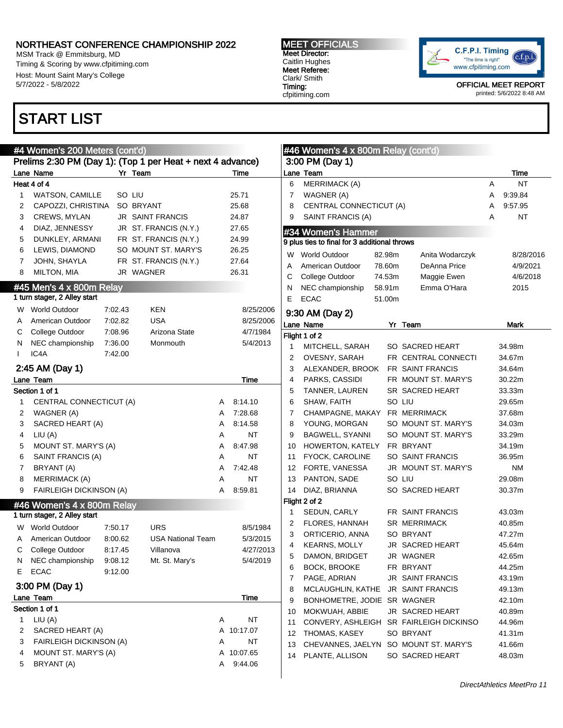# NORTHEAST CONFERENCE CHAMPIONSHIP 2022

MSM Track @ Emmitsburg, MD
Timing & Scoring by www.cfpitiming.com
Host: Mount Saint Mary's College
5/7/2022 - 5/8/2022

**MEET OFFICIALS**
**Meet Director:**
Caitlin Hughes
**Meet Referee:**
Clark/ Smith
**Timing:**
cfpitiming.com

C.F.P.I. Timing "The time is right" www.cfpitiming.com

OFFICIAL MEET REPORT
printed: 5/6/2022 8:48 AM

# START LIST

## #4 Women's 200 Meters (cont'd)

### Prelims 2:30 PM (Day 1): (Top 1 per Heat + next 4 advance)

**Heat 4 of 4**

| Lane | Name | Yr | Team | Time |
|---|---|---|---|---|
| 1 | WATSON, CAMILLE | SO | LIU | 25.71 |
| 2 | CAPOZZI, CHRISTINA | SO | BRYANT | 25.68 |
| 3 | CREWS, MYLAN | JR | SAINT FRANCIS | 24.87 |
| 4 | DIAZ, JENNESSY | JR | ST. FRANCIS (N.Y.) | 27.65 |
| 5 | DUNKLEY, ARMANI | FR | ST. FRANCIS (N.Y.) | 24.99 |
| 6 | LEWIS, DIAMOND | SO | MOUNT ST. MARY'S | 26.25 |
| 7 | JOHN, SHAYLA | FR | ST. FRANCIS (N.Y.) | 27.64 |
| 8 | MILTON, MIA | JR | WAGNER | 26.31 |

## #45 Men's 4 x 800m Relay

1 turn stager, 2 Alley start

| | | | | |
|---|---|---|---|---|
| W | World Outdoor | 7:02.43 | KEN | 8/25/2006 |
| A | American Outdoor | 7:02.82 | USA | 8/25/2006 |
| C | College Outdoor | 7:08.96 | Arizona State | 4/7/1984 |
| N | NEC championship | 7:36.00 | Monmouth | 5/4/2013 |
| I | IC4A | 7:42.00 | | |

### 2:45 AM (Day 1)

**Section 1 of 1**

| Lane | Team | | Time |
|---|---|---|---|
| 1 | CENTRAL CONNECTICUT (A) | A | 8:14.10 |
| 2 | WAGNER (A) | A | 7:28.68 |
| 3 | SACRED HEART (A) | A | 8:14.58 |
| 4 | LIU (A) | A | NT |
| 5 | MOUNT ST. MARY'S (A) | A | 8:47.98 |
| 6 | SAINT FRANCIS (A) | A | NT |
| 7 | BRYANT (A) | A | 7:42.48 |
| 8 | MERRIMACK (A) | A | NT |
| 9 | FAIRLEIGH DICKINSON (A) | A | 8:59.81 |

## #46 Women's 4 x 800m Relay

1 turn stager, 2 Alley start

| | | | | |
|---|---|---|---|---|
| W | World Outdoor | 7:50.17 | URS | 8/5/1984 |
| A | American Outdoor | 8:00.62 | USA National Team | 5/3/2015 |
| C | College Outdoor | 8:17.45 | Villanova | 4/27/2013 |
| N | NEC championship | 9:08.12 | Mt. St. Mary's | 5/4/2019 |
| E | ECAC | 9:12.00 | | |

### 3:00 PM (Day 1)

**Section 1 of 1**

| Lane | Team | | Time |
|---|---|---|---|
| 1 | LIU (A) | A | NT |
| 2 | SACRED HEART (A) | A | 10:17.07 |
| 3 | FAIRLEIGH DICKINSON (A) | A | NT |
| 4 | MOUNT ST. MARY'S (A) | A | 10:07.65 |
| 5 | BRYANT (A) | A | 9:44.06 |
| 6 | MERRIMACK (A) | A | NT |
| 7 | WAGNER (A) | A | 9:39.84 |
| 8 | CENTRAL CONNECTICUT (A) | A | 9:57.95 |
| 9 | SAINT FRANCIS (A) | A | NT |

## #34 Women's Hammer

9 plus ties to final for 3 additional throws

| | | | | |
|---|---|---|---|---|
| W | World Outdoor | 82.98m | Anita Wodarczyk | 8/28/2016 |
| A | American Outdoor | 78.60m | DeAnna Price | 4/9/2021 |
| C | College Outdoor | 74.53m | Maggie Ewen | 4/6/2018 |
| N | NEC championship | 58.91m | Emma O'Hara | 2015 |
| E | ECAC | 51.00m | | |

### 9:30 AM (Day 2)

**Flight 1 of 2**

| Lane | Name | Yr | Team | Mark |
|---|---|---|---|---|
| 1 | MITCHELL, SARAH | SO | SACRED HEART | 34.98m |
| 2 | OVESNY, SARAH | FR | CENTRAL CONNECTI | 34.67m |
| 3 | ALEXANDER, BROOK | FR | SAINT FRANCIS | 34.64m |
| 4 | PARKS, CASSIDI | FR | MOUNT ST. MARY'S | 30.22m |
| 5 | TANNER, LAUREN | SR | SACRED HEART | 33.33m |
| 6 | SHAW, FAITH | SO | LIU | 29.65m |
| 7 | CHAMPAGNE, MAKAY | FR | MERRIMACK | 37.68m |
| 8 | YOUNG, MORGAN | SO | MOUNT ST. MARY'S | 34.03m |
| 9 | BAGWELL, SYANNI | SO | MOUNT ST. MARY'S | 33.29m |
| 10 | HOWERTON, KATELY | FR | BRYANT | 34.19m |
| 11 | FYOCK, CAROLINE | SO | SAINT FRANCIS | 36.95m |
| 12 | FORTE, VANESSA | JR | MOUNT ST. MARY'S | NM |
| 13 | PANTON, SADE | SO | LIU | 29.08m |
| 14 | DIAZ, BRIANNA | SO | SACRED HEART | 30.37m |

**Flight 2 of 2**

| Lane | Name | Yr | Team | Mark |
|---|---|---|---|---|
| 1 | SEDUN, CARLY | FR | SAINT FRANCIS | 43.03m |
| 2 | FLORES, HANNAH | SR | MERRIMACK | 40.85m |
| 3 | ORTICERIO, ANNA | SO | BRYANT | 47.27m |
| 4 | KEARNS, MOLLY | JR | SACRED HEART | 45.64m |
| 5 | DAMON, BRIDGET | JR | WAGNER | 42.65m |
| 6 | BOCK, BROOKE | FR | BRYANT | 44.25m |
| 7 | PAGE, ADRIAN | JR | SAINT FRANCIS | 43.19m |
| 8 | MCLAUGHLIN, KATHE | JR | SAINT FRANCIS | 49.13m |
| 9 | BONHOMETRE, JODIE | SR | WAGNER | 42.10m |
| 10 | MOKWUAH, ABBIE | JR | SACRED HEART | 40.89m |
| 11 | CONVERY, ASHLEIGH | SR | FAIRLEIGH DICKINSO | 44.96m |
| 12 | THOMAS, KASEY | SO | BRYANT | 41.31m |
| 13 | CHEVANNES, JAELYN | SO | MOUNT ST. MARY'S | 41.66m |
| 14 | PLANTE, ALLISON | SO | SACRED HEART | 48.03m |

*DirectAthletics MeetPro 11*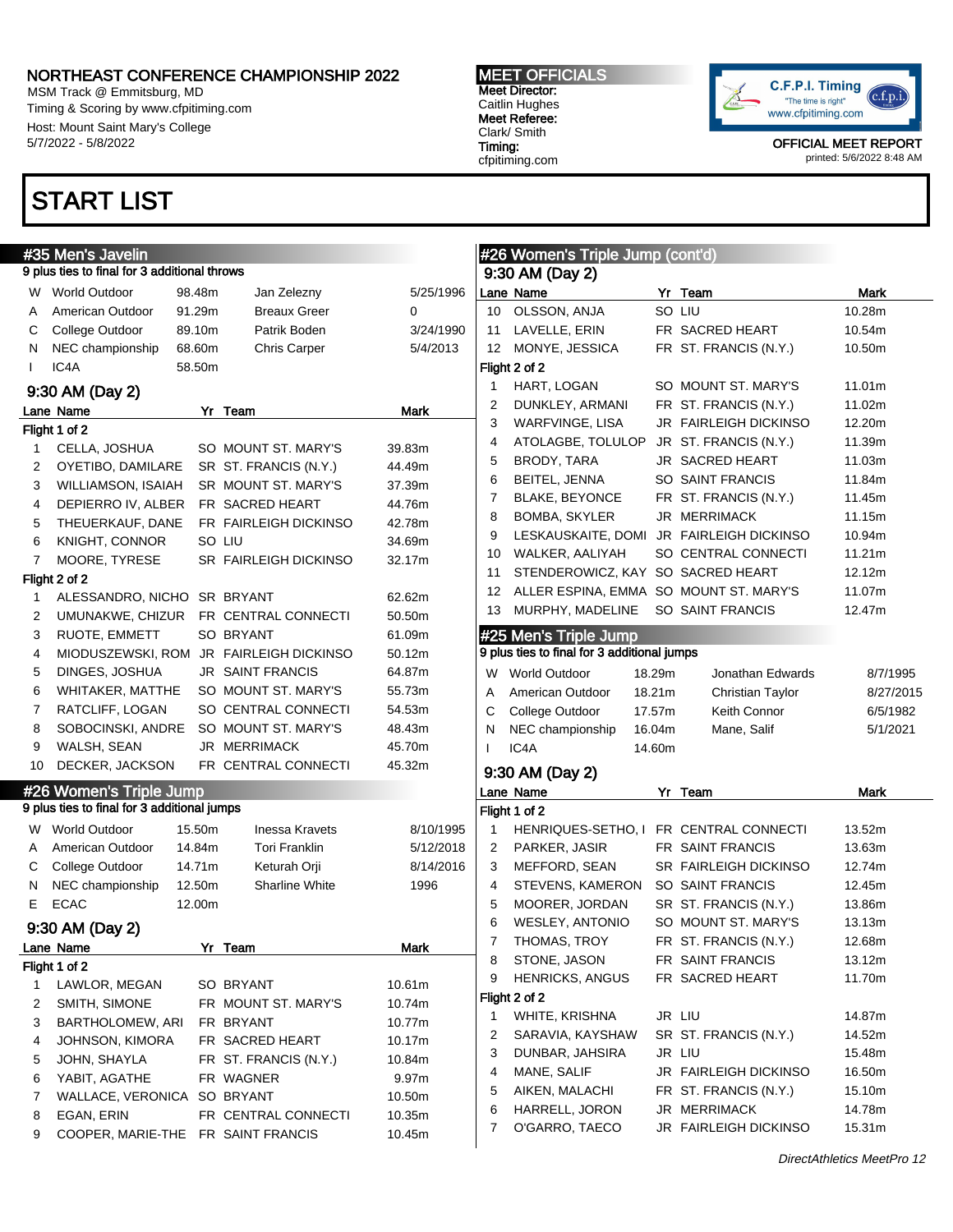NORTHEAST CONFERENCE CHAMPIONSHIP 2022
MSM Track @ Emmitsburg, MD
Timing & Scoring by www.cfpitiming.com
Host: Mount Saint Mary's College
5/7/2022 - 5/8/2022

**MEET OFFICIALS**
Meet Director: Caitlin Hughes
Meet Referee: Clark/ Smith
Timing: cfpitiming.com

OFFICIAL MEET REPORT
printed: 5/6/2022 8:48 AM

# START LIST

## #35 Men's Javelin

9 plus ties to final for 3 additional throws

| | | | | |
|---|---|---|---|---|
| W | World Outdoor | 98.48m | Jan Zelezny | 5/25/1996 |
| A | American Outdoor | 91.29m | Breaux Greer | 0 |
| C | College Outdoor | 89.10m | Patrik Boden | 3/24/1990 |
| N | NEC championship | 68.60m | Chris Carper | 5/4/2013 |
| I | IC4A | 58.50m | | |

### 9:30 AM (Day 2)

| Lane | Name | Yr | Team | Mark |
|---|---|---|---|---|
| **Flight 1 of 2** | | | | |
| 1 | CELLA, JOSHUA | SO | MOUNT ST. MARY'S | 39.83m |
| 2 | OYETIBO, DAMILARE | SR | ST. FRANCIS (N.Y.) | 44.49m |
| 3 | WILLIAMSON, ISAIAH | SR | MOUNT ST. MARY'S | 37.39m |
| 4 | DEPIERRO IV, ALBER | FR | SACRED HEART | 44.76m |
| 5 | THEUERKAUF, DANE | FR | FAIRLEIGH DICKINSO | 42.78m |
| 6 | KNIGHT, CONNOR | SO | LIU | 34.69m |
| 7 | MOORE, TYRESE | SR | FAIRLEIGH DICKINSO | 32.17m |
| **Flight 2 of 2** | | | | |
| 1 | ALESSANDRO, NICHO | SR | BRYANT | 62.62m |
| 2 | UMUNAKWE, CHIZUR | FR | CENTRAL CONNECTI | 50.50m |
| 3 | RUOTE, EMMETT | SO | BRYANT | 61.09m |
| 4 | MIODUSZEWSKI, ROM | JR | FAIRLEIGH DICKINSO | 50.12m |
| 5 | DINGES, JOSHUA | JR | SAINT FRANCIS | 64.87m |
| 6 | WHITAKER, MATTHE | SO | MOUNT ST. MARY'S | 55.73m |
| 7 | RATCLIFF, LOGAN | SO | CENTRAL CONNECTI | 54.53m |
| 8 | SOBOCINSKI, ANDRE | SO | MOUNT ST. MARY'S | 48.43m |
| 9 | WALSH, SEAN | JR | MERRIMACK | 45.70m |
| 10 | DECKER, JACKSON | FR | CENTRAL CONNECTI | 45.32m |

## #26 Women's Triple Jump

9 plus ties to final for 3 additional jumps

| | | | | |
|---|---|---|---|---|
| W | World Outdoor | 15.50m | Inessa Kravets | 8/10/1995 |
| A | American Outdoor | 14.84m | Tori Franklin | 5/12/2018 |
| C | College Outdoor | 14.71m | Keturah Orji | 8/14/2016 |
| N | NEC championship | 12.50m | Sharline White | 1996 |
| E | ECAC | 12.00m | | |

### 9:30 AM (Day 2)

| Lane | Name | Yr | Team | Mark |
|---|---|---|---|---|
| **Flight 1 of 2** | | | | |
| 1 | LAWLOR, MEGAN | SO | BRYANT | 10.61m |
| 2 | SMITH, SIMONE | FR | MOUNT ST. MARY'S | 10.74m |
| 3 | BARTHOLOMEW, ARI | FR | BRYANT | 10.77m |
| 4 | JOHNSON, KIMORA | FR | SACRED HEART | 10.17m |
| 5 | JOHN, SHAYLA | FR | ST. FRANCIS (N.Y.) | 10.84m |
| 6 | YABIT, AGATHE | FR | WAGNER | 9.97m |
| 7 | WALLACE, VERONICA | SO | BRYANT | 10.50m |
| 8 | EGAN, ERIN | FR | CENTRAL CONNECTI | 10.35m |
| 9 | COOPER, MARIE-THE | FR | SAINT FRANCIS | 10.45m |
| 10 | OLSSON, ANJA | SO | LIU | 10.28m |
| 11 | LAVELLE, ERIN | FR | SACRED HEART | 10.54m |
| 12 | MONYE, JESSICA | FR | ST. FRANCIS (N.Y.) | 10.50m |
| **Flight 2 of 2** | | | | |
| 1 | HART, LOGAN | SO | MOUNT ST. MARY'S | 11.01m |
| 2 | DUNKLEY, ARMANI | FR | ST. FRANCIS (N.Y.) | 11.02m |
| 3 | WARFVINGE, LISA | JR | FAIRLEIGH DICKINSO | 12.20m |
| 4 | ATOLAGBE, TOLULOP | JR | ST. FRANCIS (N.Y.) | 11.39m |
| 5 | BRODY, TARA | JR | SACRED HEART | 11.03m |
| 6 | BEITEL, JENNA | SO | SAINT FRANCIS | 11.84m |
| 7 | BLAKE, BEYONCE | FR | ST. FRANCIS (N.Y.) | 11.45m |
| 8 | BOMBA, SKYLER | JR | MERRIMACK | 11.15m |
| 9 | LESKAUSKAITE, DOMI | JR | FAIRLEIGH DICKINSO | 10.94m |
| 10 | WALKER, AALIYAH | SO | CENTRAL CONNECTI | 11.21m |
| 11 | STENDEROWICZ, KAY | SO | SACRED HEART | 12.12m |
| 12 | ALLER ESPINA, EMMA | SO | MOUNT ST. MARY'S | 11.07m |
| 13 | MURPHY, MADELINE | SO | SAINT FRANCIS | 12.47m |

## #25 Men's Triple Jump

9 plus ties to final for 3 additional jumps

| | | | | |
|---|---|---|---|---|
| W | World Outdoor | 18.29m | Jonathan Edwards | 8/7/1995 |
| A | American Outdoor | 18.21m | Christian Taylor | 8/27/2015 |
| C | College Outdoor | 17.57m | Keith Connor | 6/5/1982 |
| N | NEC championship | 16.04m | Mane, Salif | 5/1/2021 |
| I | IC4A | 14.60m | | |

### 9:30 AM (Day 2)

| Lane | Name | Yr | Team | Mark |
|---|---|---|---|---|
| **Flight 1 of 2** | | | | |
| 1 | HENRIQUES-SETHO, I | FR | CENTRAL CONNECTI | 13.52m |
| 2 | PARKER, JASIR | FR | SAINT FRANCIS | 13.63m |
| 3 | MEFFORD, SEAN | SR | FAIRLEIGH DICKINSO | 12.74m |
| 4 | STEVENS, KAMERON | SO | SAINT FRANCIS | 12.45m |
| 5 | MOORER, JORDAN | SR | ST. FRANCIS (N.Y.) | 13.86m |
| 6 | WESLEY, ANTONIO | SO | MOUNT ST. MARY'S | 13.13m |
| 7 | THOMAS, TROY | FR | ST. FRANCIS (N.Y.) | 12.68m |
| 8 | STONE, JASON | FR | SAINT FRANCIS | 13.12m |
| 9 | HENRICKS, ANGUS | FR | SACRED HEART | 11.70m |
| **Flight 2 of 2** | | | | |
| 1 | WHITE, KRISHNA | JR | LIU | 14.87m |
| 2 | SARAVIA, KAYSHAW | SR | ST. FRANCIS (N.Y.) | 14.52m |
| 3 | DUNBAR, JAHSIRA | JR | LIU | 15.48m |
| 4 | MANE, SALIF | JR | FAIRLEIGH DICKINSO | 16.50m |
| 5 | AIKEN, MALACHI | FR | ST. FRANCIS (N.Y.) | 15.10m |
| 6 | HARRELL, JORON | JR | MERRIMACK | 14.78m |
| 7 | O'GARRO, TAECO | JR | FAIRLEIGH DICKINSO | 15.31m |

DirectAthletics MeetPro 12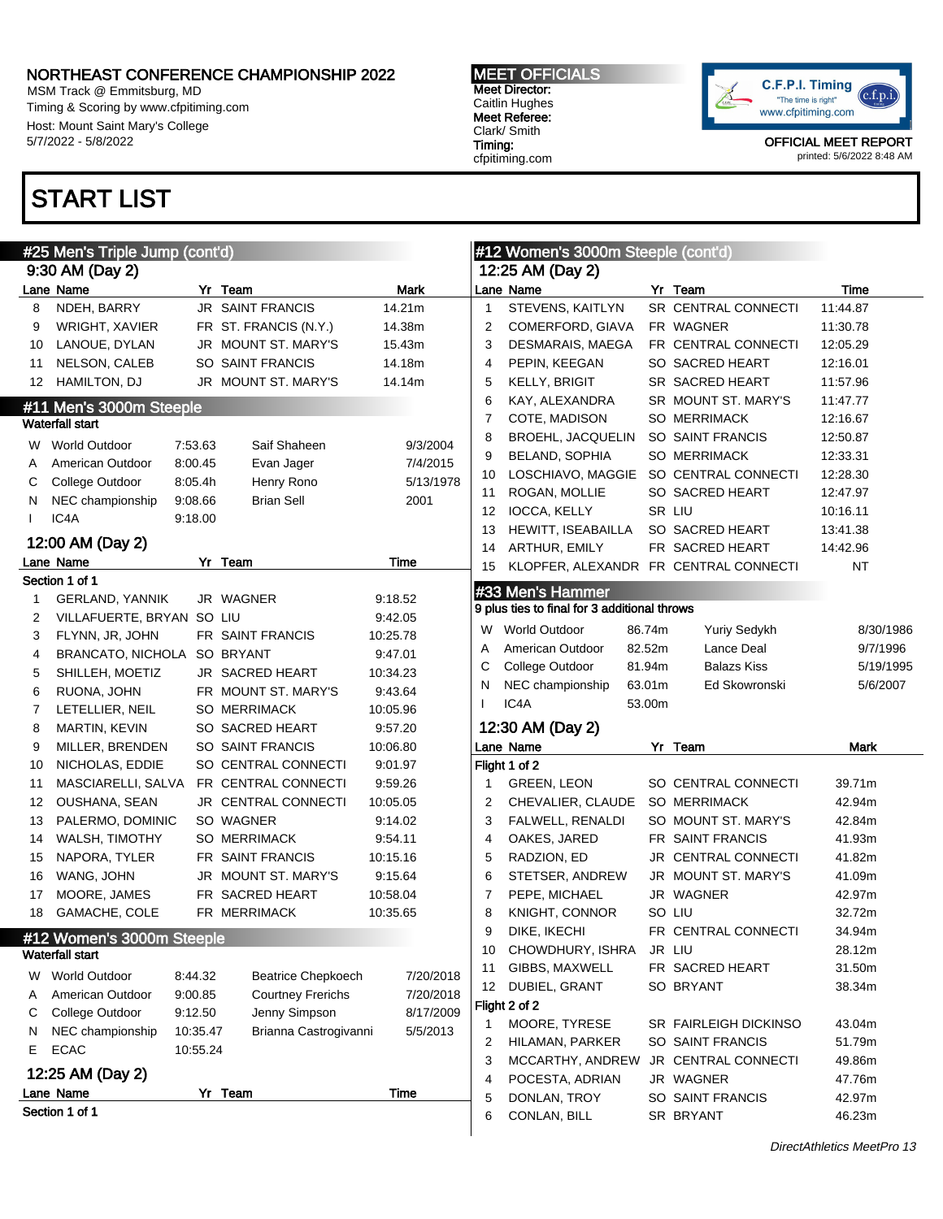# NORTHEAST CONFERENCE CHAMPIONSHIP 2022

MSM Track @ Emmitsburg, MD
Timing & Scoring by www.cfpitiming.com
Host: Mount Saint Mary's College
5/7/2022 - 5/8/2022

**MEET OFFICIALS**
Meet Director:
Caitlin Hughes
Meet Referee:
Clark/ Smith
Timing:
cfpitiming.com

OFFICIAL MEET REPORT
printed: 5/6/2022 8:48 AM

# START LIST

## #25 Men's Triple Jump (cont'd)

### 9:30 AM (Day 2)

| Lane | Name | Yr | Team | Mark |
|---|---|---|---|---|
| 8 | NDEH, BARRY | JR | SAINT FRANCIS | 14.21m |
| 9 | WRIGHT, XAVIER | FR | ST. FRANCIS (N.Y.) | 14.38m |
| 10 | LANOUE, DYLAN | JR | MOUNT ST. MARY'S | 15.43m |
| 11 | NELSON, CALEB | SO | SAINT FRANCIS | 14.18m |
| 12 | HAMILTON, DJ | JR | MOUNT ST. MARY'S | 14.14m |

## #11 Men's 3000m Steeple

Waterfall start

| | Record | Mark | Name | Date |
|---|---|---|---|---|
| W | World Outdoor | 7:53.63 | Saif Shaheen | 9/3/2004 |
| A | American Outdoor | 8:00.45 | Evan Jager | 7/4/2015 |
| C | College Outdoor | 8:05.4h | Henry Rono | 5/13/1978 |
| N | NEC championship | 9:08.66 | Brian Sell | 2001 |
| I | IC4A | 9:18.00 | | |

### 12:00 AM (Day 2)

Section 1 of 1

| Lane | Name | Yr | Team | Time |
|---|---|---|---|---|
| 1 | GERLAND, YANNIK | JR | WAGNER | 9:18.52 |
| 2 | VILLAFUERTE, BRYAN | SO | LIU | 9:42.05 |
| 3 | FLYNN, JR, JOHN | FR | SAINT FRANCIS | 10:25.78 |
| 4 | BRANCATO, NICHOLA | SO | BRYANT | 9:47.01 |
| 5 | SHILLEH, MOETIZ | JR | SACRED HEART | 10:34.23 |
| 6 | RUONA, JOHN | FR | MOUNT ST. MARY'S | 9:43.64 |
| 7 | LETELLIER, NEIL | SO | MERRIMACK | 10:05.96 |
| 8 | MARTIN, KEVIN | SO | SACRED HEART | 9:57.20 |
| 9 | MILLER, BRENDEN | SO | SAINT FRANCIS | 10:06.80 |
| 10 | NICHOLAS, EDDIE | SO | CENTRAL CONNECTI | 9:01.97 |
| 11 | MASCIARELLI, SALVA | FR | CENTRAL CONNECTI | 9:59.26 |
| 12 | OUSHANA, SEAN | JR | CENTRAL CONNECTI | 10:05.05 |
| 13 | PALERMO, DOMINIC | SO | WAGNER | 9:14.02 |
| 14 | WALSH, TIMOTHY | SO | MERRIMACK | 9:54.11 |
| 15 | NAPORA, TYLER | FR | SAINT FRANCIS | 10:15.16 |
| 16 | WANG, JOHN | JR | MOUNT ST. MARY'S | 9:15.64 |
| 17 | MOORE, JAMES | FR | SACRED HEART | 10:58.04 |
| 18 | GAMACHE, COLE | FR | MERRIMACK | 10:35.65 |

## #12 Women's 3000m Steeple

Waterfall start

| | Record | Mark | Name | Date |
|---|---|---|---|---|
| W | World Outdoor | 8:44.32 | Beatrice Chepkoech | 7/20/2018 |
| A | American Outdoor | 9:00.85 | Courtney Frerichs | 7/20/2018 |
| C | College Outdoor | 9:12.50 | Jenny Simpson | 8/17/2009 |
| N | NEC championship | 10:35.47 | Brianna Castrogivanni | 5/5/2013 |
| E | ECAC | 10:55.24 | | |

### 12:25 AM (Day 2)

Section 1 of 1

| Lane | Name | Yr | Team | Time |
|---|---|---|---|---|
| 1 | STEVENS, KAITLYN | SR | CENTRAL CONNECTI | 11:44.87 |
| 2 | COMERFORD, GIAVA | FR | WAGNER | 11:30.78 |
| 3 | DESMARAIS, MAEGA | FR | CENTRAL CONNECTI | 12:05.29 |
| 4 | PEPIN, KEEGAN | SO | SACRED HEART | 12:16.01 |
| 5 | KELLY, BRIGIT | SR | SACRED HEART | 11:57.96 |
| 6 | KAY, ALEXANDRA | SR | MOUNT ST. MARY'S | 11:47.77 |
| 7 | COTE, MADISON | SO | MERRIMACK | 12:16.67 |
| 8 | BROEHL, JACQUELIN | SO | SAINT FRANCIS | 12:50.87 |
| 9 | BELAND, SOPHIA | SO | MERRIMACK | 12:33.31 |
| 10 | LOSCHIAVO, MAGGIE | SO | CENTRAL CONNECTI | 12:28.30 |
| 11 | ROGAN, MOLLIE | SO | SACRED HEART | 12:47.97 |
| 12 | IOCCA, KELLY | SR | LIU | 10:16.11 |
| 13 | HEWITT, ISEABAILLA | SO | SACRED HEART | 13:41.38 |
| 14 | ARTHUR, EMILY | FR | SACRED HEART | 14:42.96 |
| 15 | KLOPFER, ALEXANDR | FR | CENTRAL CONNECTI | NT |

## #33 Men's Hammer

9 plus ties to final for 3 additional throws

| | Record | Mark | Name | Date |
|---|---|---|---|---|
| W | World Outdoor | 86.74m | Yuriy Sedykh | 8/30/1986 |
| A | American Outdoor | 82.52m | Lance Deal | 9/7/1996 |
| C | College Outdoor | 81.94m | Balazs Kiss | 5/19/1995 |
| N | NEC championship | 63.01m | Ed Skowronski | 5/6/2007 |
| I | IC4A | 53.00m | | |

### 12:30 AM (Day 2)

Flight 1 of 2

| Lane | Name | Yr | Team | Mark |
|---|---|---|---|---|
| 1 | GREEN, LEON | SO | CENTRAL CONNECTI | 39.71m |
| 2 | CHEVALIER, CLAUDE | SO | MERRIMACK | 42.94m |
| 3 | FALWELL, RENALDI | SO | MOUNT ST. MARY'S | 42.84m |
| 4 | OAKES, JARED | FR | SAINT FRANCIS | 41.93m |
| 5 | RADZION, ED | JR | CENTRAL CONNECTI | 41.82m |
| 6 | STETSER, ANDREW | JR | MOUNT ST. MARY'S | 41.09m |
| 7 | PEPE, MICHAEL | JR | WAGNER | 42.97m |
| 8 | KNIGHT, CONNOR | SO | LIU | 32.72m |
| 9 | DIKE, IKECHI | FR | CENTRAL CONNECTI | 34.94m |
| 10 | CHOWDHURY, ISHRA | JR | LIU | 28.12m |
| 11 | GIBBS, MAXWELL | FR | SACRED HEART | 31.50m |
| 12 | DUBIEL, GRANT | SO | BRYANT | 38.34m |

Flight 2 of 2

| Lane | Name | Yr | Team | Mark |
|---|---|---|---|---|
| 1 | MOORE, TYRESE | SR | FAIRLEIGH DICKINSO | 43.04m |
| 2 | HILAMAN, PARKER | SO | SAINT FRANCIS | 51.79m |
| 3 | MCCARTHY, ANDREW | JR | CENTRAL CONNECTI | 49.86m |
| 4 | POCESTA, ADRIAN | JR | WAGNER | 47.76m |
| 5 | DONLAN, TROY | SO | SAINT FRANCIS | 42.97m |
| 6 | CONLAN, BILL | SR | BRYANT | 46.23m |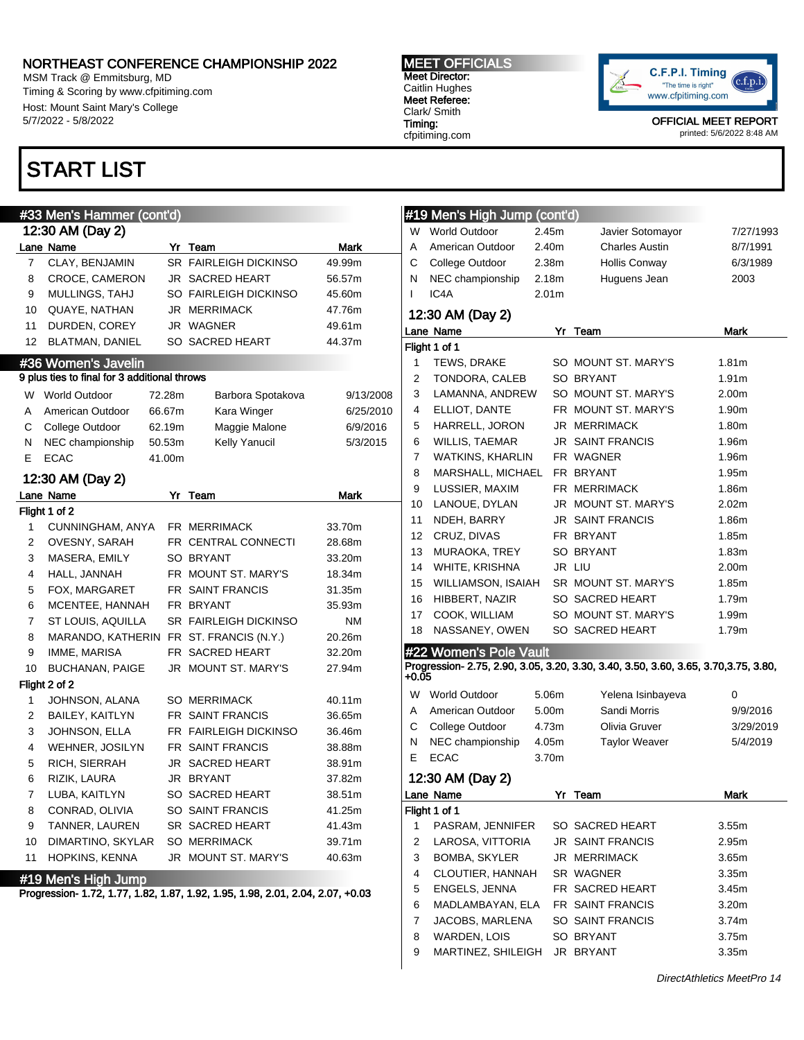# NORTHEAST CONFERENCE CHAMPIONSHIP 2022

MSM Track @ Emmitsburg, MD
Timing & Scoring by www.cfpitiming.com
Host: Mount Saint Mary's College
5/7/2022 - 5/8/2022

**MEET OFFICIALS**
**Meet Director:** Caitlin Hughes
**Meet Referee:** Clark/ Smith
**Timing:** cfpitiming.com

OFFICIAL MEET REPORT
printed: 5/6/2022 8:48 AM

# START LIST

## #33 Men's Hammer (cont'd)

### 12:30 AM (Day 2)

| Lane | Name | Yr | Team | Mark |
|---|---|---|---|---|
| 7 | CLAY, BENJAMIN | SR | FAIRLEIGH DICKINSO | 49.99m |
| 8 | CROCE, CAMERON | JR | SACRED HEART | 56.57m |
| 9 | MULLINGS, TAHJ | SO | FAIRLEIGH DICKINSO | 45.60m |
| 10 | QUAYE, NATHAN | JR | MERRIMACK | 47.76m |
| 11 | DURDEN, COREY | JR | WAGNER | 49.61m |
| 12 | BLATMAN, DANIEL | SO | SACRED HEART | 44.37m |

## #36 Women's Javelin

9 plus ties to final for 3 additional throws

| | | | | |
|---|---|---|---|---|
| W | World Outdoor | 72.28m | Barbora Spotakova | 9/13/2008 |
| A | American Outdoor | 66.67m | Kara Winger | 6/25/2010 |
| C | College Outdoor | 62.19m | Maggie Malone | 6/9/2016 |
| N | NEC championship | 50.53m | Kelly Yanucil | 5/3/2015 |
| E | ECAC | 41.00m | | |

### 12:30 AM (Day 2)

**Flight 1 of 2**

| Lane | Name | Yr | Team | Mark |
|---|---|---|---|---|
| 1 | CUNNINGHAM, ANYA | FR | MERRIMACK | 33.70m |
| 2 | OVESNY, SARAH | FR | CENTRAL CONNECTI | 28.68m |
| 3 | MASERA, EMILY | SO | BRYANT | 33.20m |
| 4 | HALL, JANNAH | FR | MOUNT ST. MARY'S | 18.34m |
| 5 | FOX, MARGARET | FR | SAINT FRANCIS | 31.35m |
| 6 | MCENTEE, HANNAH | FR | BRYANT | 35.93m |
| 7 | ST LOUIS, AQUILLA | SR | FAIRLEIGH DICKINSO | NM |
| 8 | MARANDO, KATHERIN | FR | ST. FRANCIS (N.Y.) | 20.26m |
| 9 | IMME, MARISA | FR | SACRED HEART | 32.20m |
| 10 | BUCHANAN, PAIGE | JR | MOUNT ST. MARY'S | 27.94m |

**Flight 2 of 2**

| Lane | Name | Yr | Team | Mark |
|---|---|---|---|---|
| 1 | JOHNSON, ALANA | SO | MERRIMACK | 40.11m |
| 2 | BAILEY, KAITLYN | FR | SAINT FRANCIS | 36.65m |
| 3 | JOHNSON, ELLA | FR | FAIRLEIGH DICKINSO | 36.46m |
| 4 | WEHNER, JOSILYN | FR | SAINT FRANCIS | 38.88m |
| 5 | RICH, SIERRAH | JR | SACRED HEART | 38.91m |
| 6 | RIZIK, LAURA | JR | BRYANT | 37.82m |
| 7 | LUBA, KAITLYN | SO | SACRED HEART | 38.51m |
| 8 | CONRAD, OLIVIA | SO | SAINT FRANCIS | 41.25m |
| 9 | TANNER, LAUREN | SR | SACRED HEART | 41.43m |
| 10 | DIMARTINO, SKYLAR | SO | MERRIMACK | 39.71m |
| 11 | HOPKINS, KENNA | JR | MOUNT ST. MARY'S | 40.63m |

## #19 Men's High Jump

Progression- 1.72, 1.77, 1.82, 1.87, 1.92, 1.95, 1.98, 2.01, 2.04, 2.07, +0.03

## #19 Men's High Jump (cont'd)

| | | | | |
|---|---|---|---|---|
| W | World Outdoor | 2.45m | Javier Sotomayor | 7/27/1993 |
| A | American Outdoor | 2.40m | Charles Austin | 8/7/1991 |
| C | College Outdoor | 2.38m | Hollis Conway | 6/3/1989 |
| N | NEC championship | 2.18m | Huguens Jean | 2003 |
| I | IC4A | 2.01m | | |

### 12:30 AM (Day 2)

**Flight 1 of 1**

| Lane | Name | Yr | Team | Mark |
|---|---|---|---|---|
| 1 | TEWS, DRAKE | SO | MOUNT ST. MARY'S | 1.81m |
| 2 | TONDORA, CALEB | SO | BRYANT | 1.91m |
| 3 | LAMANNA, ANDREW | SO | MOUNT ST. MARY'S | 2.00m |
| 4 | ELLIOT, DANTE | FR | MOUNT ST. MARY'S | 1.90m |
| 5 | HARRELL, JORON | JR | MERRIMACK | 1.80m |
| 6 | WILLIS, TAEMAR | JR | SAINT FRANCIS | 1.96m |
| 7 | WATKINS, KHARLIN | FR | WAGNER | 1.96m |
| 8 | MARSHALL, MICHAEL | FR | BRYANT | 1.95m |
| 9 | LUSSIER, MAXIM | FR | MERRIMACK | 1.86m |
| 10 | LANOUE, DYLAN | JR | MOUNT ST. MARY'S | 2.02m |
| 11 | NDEH, BARRY | JR | SAINT FRANCIS | 1.86m |
| 12 | CRUZ, DIVAS | FR | BRYANT | 1.85m |
| 13 | MURAOKA, TREY | SO | BRYANT | 1.83m |
| 14 | WHITE, KRISHNA | JR | LIU | 2.00m |
| 15 | WILLIAMSON, ISAIAH | SR | MOUNT ST. MARY'S | 1.85m |
| 16 | HIBBERT, NAZIR | SO | SACRED HEART | 1.79m |
| 17 | COOK, WILLIAM | SO | MOUNT ST. MARY'S | 1.99m |
| 18 | NASSANEY, OWEN | SO | SACRED HEART | 1.79m |

## #22 Women's Pole Vault

Progression- 2.75, 2.90, 3.05, 3.20, 3.30, 3.40, 3.50, 3.60, 3.65, 3.70,3.75, 3.80, +0.05

| | | | | |
|---|---|---|---|---|
| W | World Outdoor | 5.06m | Yelena Isinbayeva | 0 |
| A | American Outdoor | 5.00m | Sandi Morris | 9/9/2016 |
| C | College Outdoor | 4.73m | Olivia Gruver | 3/29/2019 |
| N | NEC championship | 4.05m | Taylor Weaver | 5/4/2019 |
| E | ECAC | 3.70m | | |

### 12:30 AM (Day 2)

**Flight 1 of 1**

| Lane | Name | Yr | Team | Mark |
|---|---|---|---|---|
| 1 | PASRAM, JENNIFER | SO | SACRED HEART | 3.55m |
| 2 | LAROSA, VITTORIA | JR | SAINT FRANCIS | 2.95m |
| 3 | BOMBA, SKYLER | JR | MERRIMACK | 3.65m |
| 4 | CLOUTIER, HANNAH | SR | WAGNER | 3.35m |
| 5 | ENGELS, JENNA | FR | SACRED HEART | 3.45m |
| 6 | MADLAMBAYAN, ELA | FR | SAINT FRANCIS | 3.20m |
| 7 | JACOBS, MARLENA | SO | SAINT FRANCIS | 3.74m |
| 8 | WARDEN, LOIS | SO | BRYANT | 3.75m |
| 9 | MARTINEZ, SHILEIGH | JR | BRYANT | 3.35m |

*DirectAthletics MeetPro 14*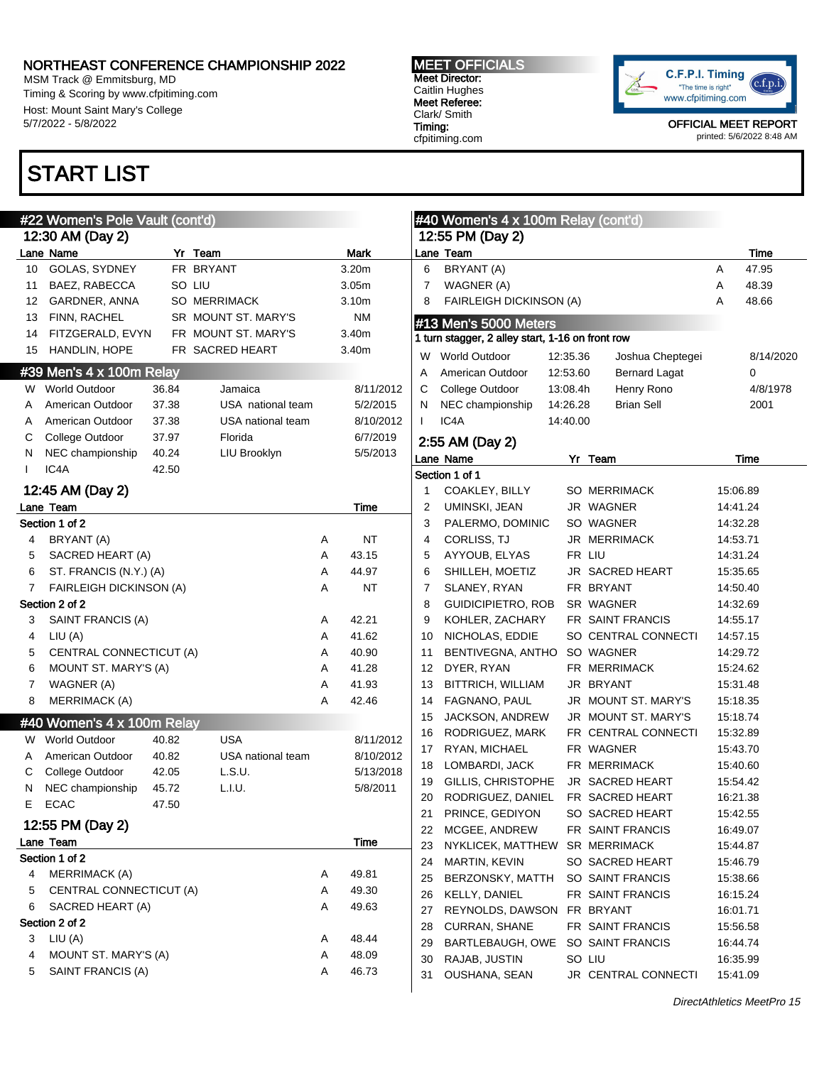# NORTHEAST CONFERENCE CHAMPIONSHIP 2022

MSM Track @ Emmitsburg, MD
Timing & Scoring by www.cfpitiming.com
Host: Mount Saint Mary's College
5/7/2022 - 5/8/2022

**MEET OFFICIALS**
Meet Director:
Caitlin Hughes
Meet Referee:
Clark/ Smith
Timing:
cfpitiming.com

C.F.P.I. Timing "The time is right" www.cfpitiming.com

OFFICIAL MEET REPORT
printed: 5/6/2022 8:48 AM

# START LIST

## #22 Women's Pole Vault (cont'd)

### 12:30 AM (Day 2)

| Lane | Name | Yr | Team | Mark |
|---|---|---|---|---|
| 10 | GOLAS, SYDNEY | FR | BRYANT | 3.20m |
| 11 | BAEZ, RABECCA | SO | LIU | 3.05m |
| 12 | GARDNER, ANNA | SO | MERRIMACK | 3.10m |
| 13 | FINN, RACHEL | SR | MOUNT ST. MARY'S | NM |
| 14 | FITZGERALD, EVYN | FR | MOUNT ST. MARY'S | 3.40m |
| 15 | HANDLIN, HOPE | FR | SACRED HEART | 3.40m |

## #39 Men's 4 x 100m Relay

| | Record | Mark | Holder | Date |
|---|---|---|---|---|
| W | World Outdoor | 36.84 | Jamaica | 8/11/2012 |
| A | American Outdoor | 37.38 | USA national team | 5/2/2015 |
| A | American Outdoor | 37.38 | USA national team | 8/10/2012 |
| C | College Outdoor | 37.97 | Florida | 6/7/2019 |
| N | NEC championship | 40.24 | LIU Brooklyn | 5/5/2013 |
| I | IC4A | 42.50 | | |

### 12:45 AM (Day 2)

| Lane | Team | | Time |
|---|---|---|---|
| **Section 1 of 2** | | | |
| 4 | BRYANT (A) | A | NT |
| 5 | SACRED HEART (A) | A | 43.15 |
| 6 | ST. FRANCIS (N.Y.) (A) | A | 44.97 |
| 7 | FAIRLEIGH DICKINSON (A) | A | NT |
| **Section 2 of 2** | | | |
| 3 | SAINT FRANCIS (A) | A | 42.21 |
| 4 | LIU (A) | A | 41.62 |
| 5 | CENTRAL CONNECTICUT (A) | A | 40.90 |
| 6 | MOUNT ST. MARY'S (A) | A | 41.28 |
| 7 | WAGNER (A) | A | 41.93 |
| 8 | MERRIMACK (A) | A | 42.46 |

## #40 Women's 4 x 100m Relay

| | Record | Mark | Holder | Date |
|---|---|---|---|---|
| W | World Outdoor | 40.82 | USA | 8/11/2012 |
| A | American Outdoor | 40.82 | USA national team | 8/10/2012 |
| C | College Outdoor | 42.05 | L.S.U. | 5/13/2018 |
| N | NEC championship | 45.72 | L.I.U. | 5/8/2011 |
| E | ECAC | 47.50 | | |

### 12:55 PM (Day 2)

| Lane | Team | | Time |
|---|---|---|---|
| **Section 1 of 2** | | | |
| 4 | MERRIMACK (A) | A | 49.81 |
| 5 | CENTRAL CONNECTICUT (A) | A | 49.30 |
| 6 | SACRED HEART (A) | A | 49.63 |
| **Section 2 of 2** | | | |
| 3 | LIU (A) | A | 48.44 |
| 4 | MOUNT ST. MARY'S (A) | A | 48.09 |
| 5 | SAINT FRANCIS (A) | A | 46.73 |

## #40 Women's 4 x 100m Relay (cont'd)

### 12:55 PM (Day 2)

| Lane | Team | | Time |
|---|---|---|---|
| 6 | BRYANT (A) | A | 47.95 |
| 7 | WAGNER (A) | A | 48.39 |
| 8 | FAIRLEIGH DICKINSON (A) | A | 48.66 |

## #13 Men's 5000 Meters

1 turn stagger, 2 alley start, 1-16 on front row

| | Record | Mark | Holder | Date |
|---|---|---|---|---|
| W | World Outdoor | 12:35.36 | Joshua Cheptegei | 8/14/2020 |
| A | American Outdoor | 12:53.60 | Bernard Lagat | 0 |
| C | College Outdoor | 13:08.4h | Henry Rono | 4/8/1978 |
| N | NEC championship | 14:26.28 | Brian Sell | 2001 |
| I | IC4A | 14:40.00 | | |

### 2:55 AM (Day 2)

| Lane | Name | Yr | Team | Time |
|---|---|---|---|---|
| **Section 1 of 1** | | | | |
| 1 | COAKLEY, BILLY | SO | MERRIMACK | 15:06.89 |
| 2 | UMINSKI, JEAN | JR | WAGNER | 14:41.24 |
| 3 | PALERMO, DOMINIC | SO | WAGNER | 14:32.28 |
| 4 | CORLISS, TJ | JR | MERRIMACK | 14:53.71 |
| 5 | AYYOUB, ELYAS | FR | LIU | 14:31.24 |
| 6 | SHILLEH, MOETIZ | JR | SACRED HEART | 15:35.65 |
| 7 | SLANEY, RYAN | FR | BRYANT | 14:50.40 |
| 8 | GUIDICIPIETRO, ROB | SR | WAGNER | 14:32.69 |
| 9 | KOHLER, ZACHARY | FR | SAINT FRANCIS | 14:55.17 |
| 10 | NICHOLAS, EDDIE | SO | CENTRAL CONNECTI | 14:57.15 |
| 11 | BENTIVEGNA, ANTHO | SO | WAGNER | 14:29.72 |
| 12 | DYER, RYAN | FR | MERRIMACK | 15:24.62 |
| 13 | BITTRICH, WILLIAM | JR | BRYANT | 15:31.48 |
| 14 | FAGNANO, PAUL | JR | MOUNT ST. MARY'S | 15:18.35 |
| 15 | JACKSON, ANDREW | JR | MOUNT ST. MARY'S | 15:18.74 |
| 16 | RODRIGUEZ, MARK | FR | CENTRAL CONNECTI | 15:32.89 |
| 17 | RYAN, MICHAEL | FR | WAGNER | 15:43.70 |
| 18 | LOMBARDI, JACK | FR | MERRIMACK | 15:40.60 |
| 19 | GILLIS, CHRISTOPHE | JR | SACRED HEART | 15:54.42 |
| 20 | RODRIGUEZ, DANIEL | FR | SACRED HEART | 16:21.38 |
| 21 | PRINCE, GEDIYON | SO | SACRED HEART | 15:42.55 |
| 22 | MCGEE, ANDREW | FR | SAINT FRANCIS | 16:49.07 |
| 23 | NYKLICEK, MATTHEW | SR | MERRIMACK | 15:44.87 |
| 24 | MARTIN, KEVIN | SO | SACRED HEART | 15:46.79 |
| 25 | BERZONSKY, MATTH | SO | SAINT FRANCIS | 15:38.66 |
| 26 | KELLY, DANIEL | FR | SAINT FRANCIS | 16:15.24 |
| 27 | REYNOLDS, DAWSON | FR | BRYANT | 16:01.71 |
| 28 | CURRAN, SHANE | FR | SAINT FRANCIS | 15:56.58 |
| 29 | BARTLEBAUGH, OWE | SO | SAINT FRANCIS | 16:44.74 |
| 30 | RAJAB, JUSTIN | SO | LIU | 16:35.99 |
| 31 | OUSHANA, SEAN | JR | CENTRAL CONNECTI | 15:41.09 |

*DirectAthletics MeetPro 15*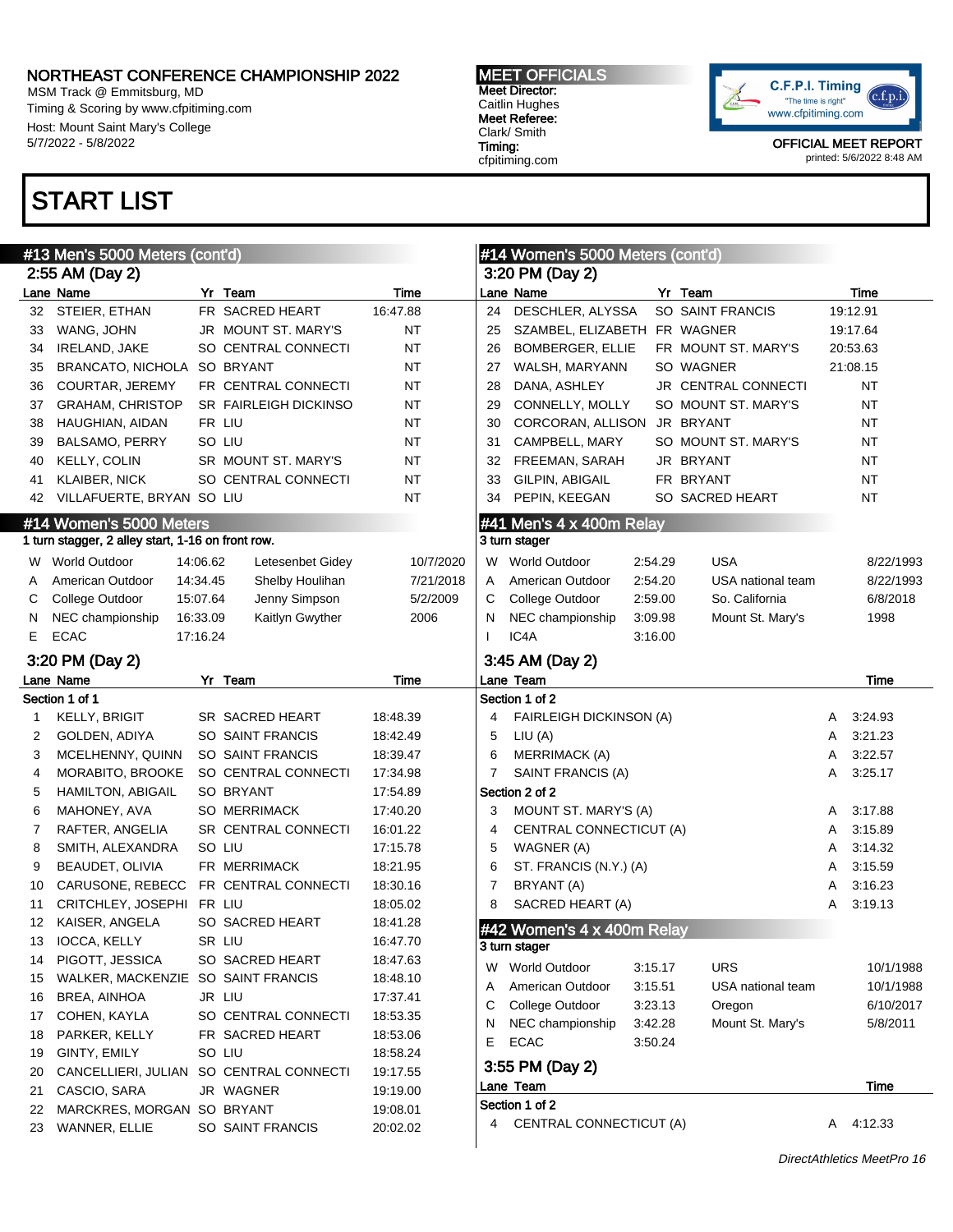# NORTHEAST CONFERENCE CHAMPIONSHIP 2022

MSM Track @ Emmitsburg, MD
Timing & Scoring by www.cfpitiming.com
Host: Mount Saint Mary's College
5/7/2022 - 5/8/2022

**MEET OFFICIALS**
Meet Director:
Caitlin Hughes
Meet Referee:
Clark/ Smith
Timing:
cfpitiming.com

C.F.P.I. Timing "The time is right" www.cfpitiming.com

OFFICIAL MEET REPORT
printed: 5/6/2022 8:48 AM

# START LIST

## #13 Men's 5000 Meters (cont'd)

### 2:55 AM (Day 2)

| Lane | Name | Yr | Team | Time |
|---|---|---|---|---|
| 32 | STEIER, ETHAN | FR | SACRED HEART | 16:47.88 |
| 33 | WANG, JOHN | JR | MOUNT ST. MARY'S | NT |
| 34 | IRELAND, JAKE | SO | CENTRAL CONNECTI | NT |
| 35 | BRANCATO, NICHOLA | SO | BRYANT | NT |
| 36 | COURTAR, JEREMY | FR | CENTRAL CONNECTI | NT |
| 37 | GRAHAM, CHRISTOP | SR | FAIRLEIGH DICKINSO | NT |
| 38 | HAUGHIAN, AIDAN | FR | LIU | NT |
| 39 | BALSAMO, PERRY | SO | LIU | NT |
| 40 | KELLY, COLIN | SR | MOUNT ST. MARY'S | NT |
| 41 | KLAIBER, NICK | SO | CENTRAL CONNECTI | NT |
| 42 | VILLAFUERTE, BRYAN | SO | LIU | NT |

## #14 Women's 5000 Meters

1 turn stagger, 2 alley start, 1-16 on front row.

| | Record | Time | Holder | Date |
|---|---|---|---|---|
| W | World Outdoor | 14:06.62 | Letesenbet Gidey | 10/7/2020 |
| A | American Outdoor | 14:34.45 | Shelby Houlihan | 7/21/2018 |
| C | College Outdoor | 15:07.64 | Jenny Simpson | 5/2/2009 |
| N | NEC championship | 16:33.09 | Kaitlyn Gwyther | 2006 |
| E | ECAC | 17:16.24 | | |

### 3:20 PM (Day 2)

Section 1 of 1

| Lane | Name | Yr | Team | Time |
|---|---|---|---|---|
| 1 | KELLY, BRIGIT | SR | SACRED HEART | 18:48.39 |
| 2 | GOLDEN, ADIYA | SO | SAINT FRANCIS | 18:42.49 |
| 3 | MCELHENNY, QUINN | SO | SAINT FRANCIS | 18:39.47 |
| 4 | MORABITO, BROOKE | SO | CENTRAL CONNECTI | 17:34.98 |
| 5 | HAMILTON, ABIGAIL | SO | BRYANT | 17:54.89 |
| 6 | MAHONEY, AVA | SO | MERRIMACK | 17:40.20 |
| 7 | RAFTER, ANGELIA | SR | CENTRAL CONNECTI | 16:01.22 |
| 8 | SMITH, ALEXANDRA | SO | LIU | 17:15.78 |
| 9 | BEAUDET, OLIVIA | FR | MERRIMACK | 18:21.95 |
| 10 | CARUSONE, REBECC | FR | CENTRAL CONNECTI | 18:30.16 |
| 11 | CRITCHLEY, JOSEPHI | FR | LIU | 18:05.02 |
| 12 | KAISER, ANGELA | SO | SACRED HEART | 18:41.28 |
| 13 | IOCCA, KELLY | SR | LIU | 16:47.70 |
| 14 | PIGOTT, JESSICA | SO | SACRED HEART | 18:47.63 |
| 15 | WALKER, MACKENZIE | SO | SAINT FRANCIS | 18:48.10 |
| 16 | BREA, AINHOA | JR | LIU | 17:37.41 |
| 17 | COHEN, KAYLA | SO | CENTRAL CONNECTI | 18:53.35 |
| 18 | PARKER, KELLY | FR | SACRED HEART | 18:53.06 |
| 19 | GINTY, EMILY | SO | LIU | 18:58.24 |
| 20 | CANCELLIERI, JULIAN | SO | CENTRAL CONNECTI | 19:17.55 |
| 21 | CASCIO, SARA | JR | WAGNER | 19:19.00 |
| 22 | MARCKRES, MORGAN | SO | BRYANT | 19:08.01 |
| 23 | WANNER, ELLIE | SO | SAINT FRANCIS | 20:02.02 |

## #14 Women's 5000 Meters (cont'd)

### 3:20 PM (Day 2)

| Lane | Name | Yr | Team | Time |
|---|---|---|---|---|
| 24 | DESCHLER, ALYSSA | SO | SAINT FRANCIS | 19:12.91 |
| 25 | SZAMBEL, ELIZABETH | FR | WAGNER | 19:17.64 |
| 26 | BOMBERGER, ELLIE | FR | MOUNT ST. MARY'S | 20:53.63 |
| 27 | WALSH, MARYANN | SO | WAGNER | 21:08.15 |
| 28 | DANA, ASHLEY | JR | CENTRAL CONNECTI | NT |
| 29 | CONNELLY, MOLLY | SO | MOUNT ST. MARY'S | NT |
| 30 | CORCORAN, ALLISON | JR | BRYANT | NT |
| 31 | CAMPBELL, MARY | SO | MOUNT ST. MARY'S | NT |
| 32 | FREEMAN, SARAH | JR | BRYANT | NT |
| 33 | GILPIN, ABIGAIL | FR | BRYANT | NT |
| 34 | PEPIN, KEEGAN | SO | SACRED HEART | NT |

## #41 Men's 4 x 400m Relay

3 turn stager

| | Record | Time | Holder | Date |
|---|---|---|---|---|
| W | World Outdoor | 2:54.29 | USA | 8/22/1993 |
| A | American Outdoor | 2:54.20 | USA national team | 8/22/1993 |
| C | College Outdoor | 2:59.00 | So. California | 6/8/2018 |
| N | NEC championship | 3:09.98 | Mount St. Mary's | 1998 |
| I | IC4A | 3:16.00 | | |

### 3:45 AM (Day 2)

Section 1 of 2

| Lane | Team | | Time |
|---|---|---|---|
| 4 | FAIRLEIGH DICKINSON (A) | A | 3:24.93 |
| 5 | LIU (A) | A | 3:21.23 |
| 6 | MERRIMACK (A) | A | 3:22.57 |
| 7 | SAINT FRANCIS (A) | A | 3:25.17 |

Section 2 of 2

| Lane | Team | | Time |
|---|---|---|---|
| 3 | MOUNT ST. MARY'S (A) | A | 3:17.88 |
| 4 | CENTRAL CONNECTICUT (A) | A | 3:15.89 |
| 5 | WAGNER (A) | A | 3:14.32 |
| 6 | ST. FRANCIS (N.Y.) (A) | A | 3:15.59 |
| 7 | BRYANT (A) | A | 3:16.23 |
| 8 | SACRED HEART (A) | A | 3:19.13 |

## #42 Women's 4 x 400m Relay

3 turn stager

| | Record | Time | Holder | Date |
|---|---|---|---|---|
| W | World Outdoor | 3:15.17 | URS | 10/1/1988 |
| A | American Outdoor | 3:15.51 | USA national team | 10/1/1988 |
| C | College Outdoor | 3:23.13 | Oregon | 6/10/2017 |
| N | NEC championship | 3:42.28 | Mount St. Mary's | 5/8/2011 |
| E | ECAC | 3:50.24 | | |

### 3:55 PM (Day 2)

Section 1 of 2

| Lane | Team | | Time |
|---|---|---|---|
| 4 | CENTRAL CONNECTICUT (A) | A | 4:12.33 |

*DirectAthletics MeetPro 16*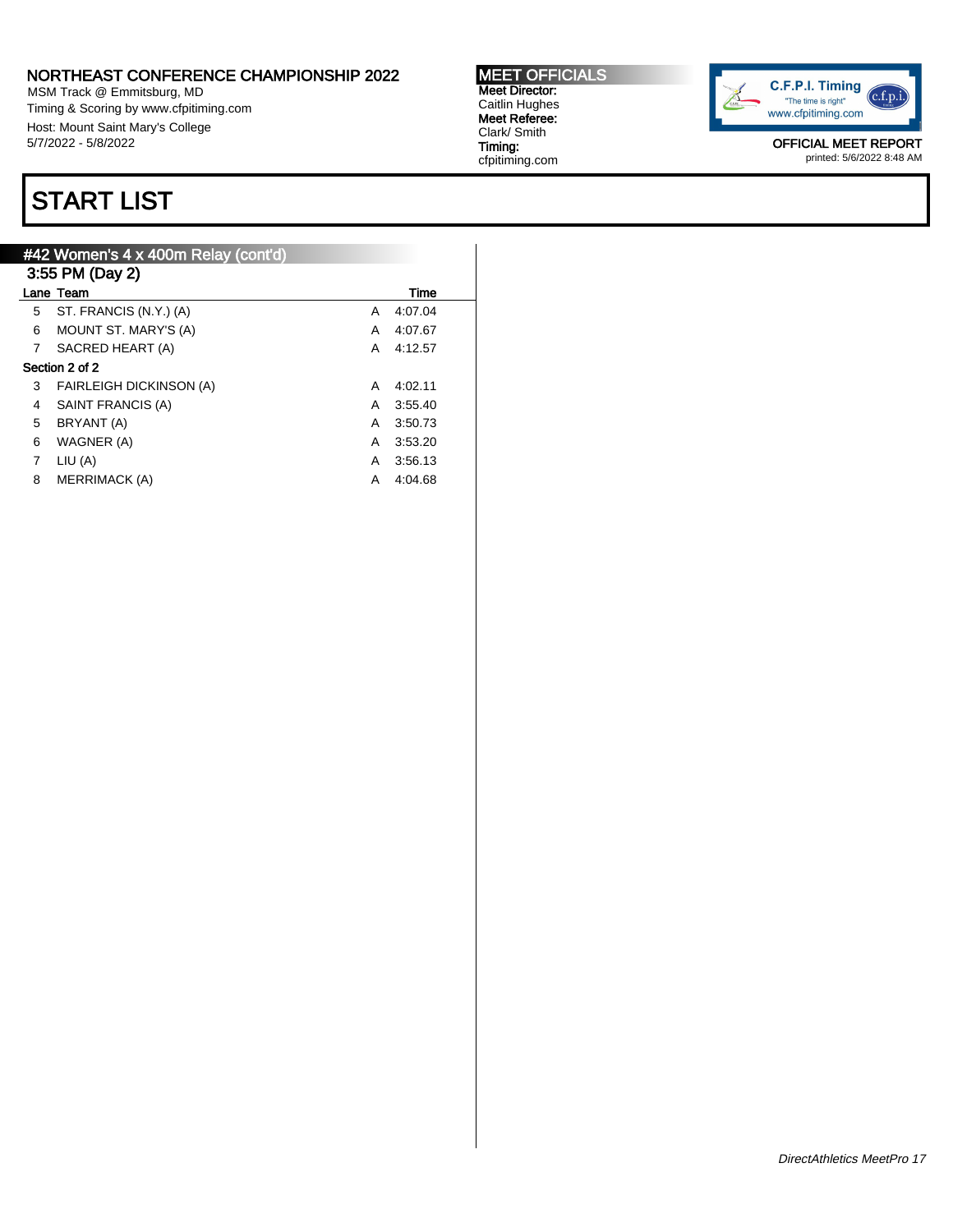# START LIST

## #42 Women's 4 x 400m Relay (cont'd)

### 3:55 PM (Day 2)

| Lane | Team | | Time |
|---|---|---|---|
| 5 | ST. FRANCIS (N.Y.) (A) | A | 4:07.04 |
| 6 | MOUNT ST. MARY'S (A) | A | 4:07.67 |
| 7 | SACRED HEART (A) | A | 4:12.57 |

**Section 2 of 2**

| Lane | Team | | Time |
|---|---|---|---|
| 3 | FAIRLEIGH DICKINSON (A) | A | 4:02.11 |
| 4 | SAINT FRANCIS (A) | A | 3:55.40 |
| 5 | BRYANT (A) | A | 3:50.73 |
| 6 | WAGNER (A) | A | 3:53.20 |
| 7 | LIU (A) | A | 3:56.13 |
| 8 | MERRIMACK (A) | A | 4:04.68 |